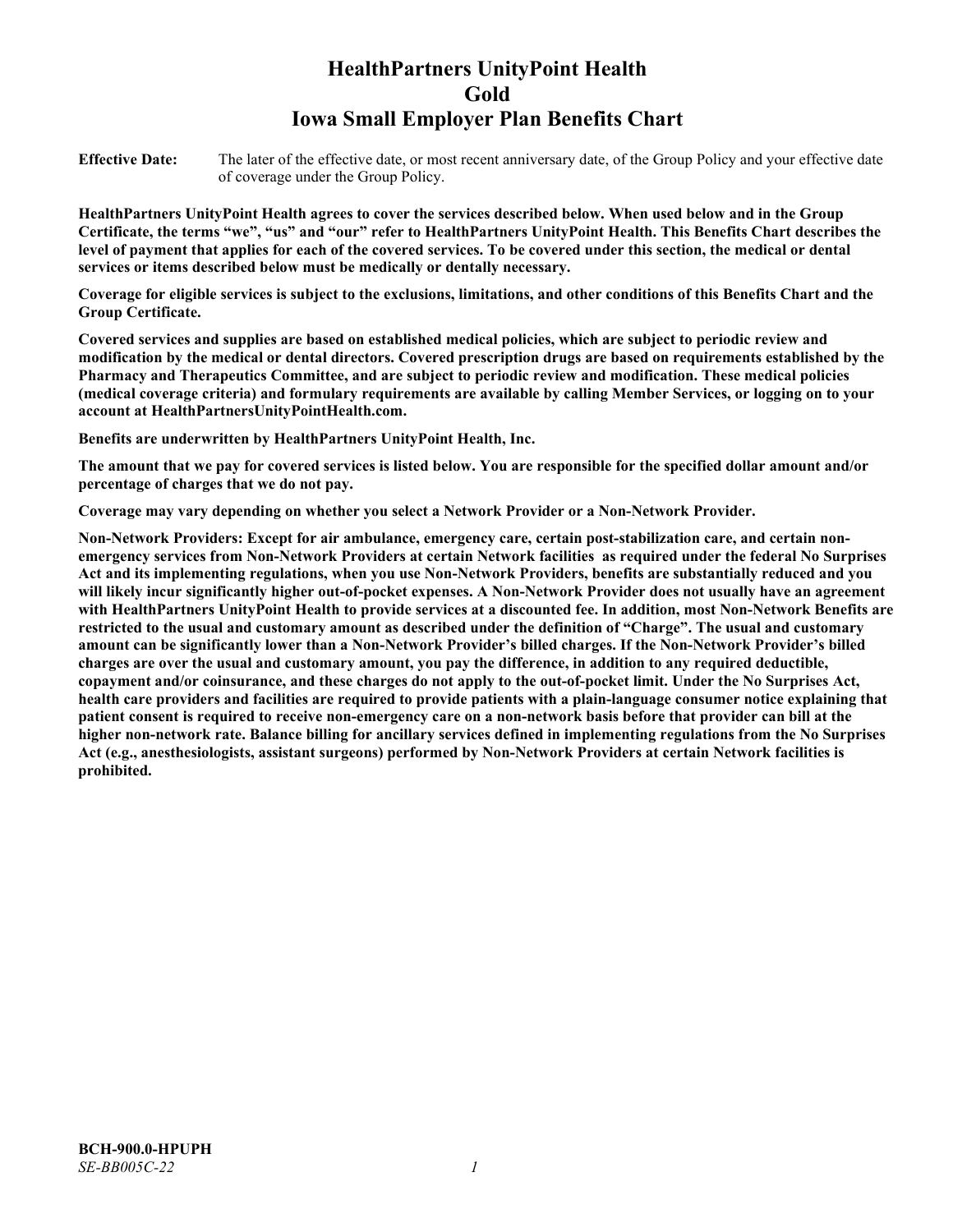# HealthPartners UnityPoint Health
# Gold
# Iowa Small Employer Plan Benefits Chart

**Effective Date:** The later of the effective date, or most recent anniversary date, of the Group Policy and your effective date of coverage under the Group Policy.

**HealthPartners UnityPoint Health agrees to cover the services described below. When used below and in the Group Certificate, the terms "we", "us" and "our" refer to HealthPartners UnityPoint Health. This Benefits Chart describes the level of payment that applies for each of the covered services. To be covered under this section, the medical or dental services or items described below must be medically or dentally necessary.**

**Coverage for eligible services is subject to the exclusions, limitations, and other conditions of this Benefits Chart and the Group Certificate.**

**Covered services and supplies are based on established medical policies, which are subject to periodic review and modification by the medical or dental directors. Covered prescription drugs are based on requirements established by the Pharmacy and Therapeutics Committee, and are subject to periodic review and modification. These medical policies (medical coverage criteria) and formulary requirements are available by calling Member Services, or logging on to your account at HealthPartnersUnityPointHealth.com.**

**Benefits are underwritten by HealthPartners UnityPoint Health, Inc.**

**The amount that we pay for covered services is listed below. You are responsible for the specified dollar amount and/or percentage of charges that we do not pay.**

**Coverage may vary depending on whether you select a Network Provider or a Non-Network Provider.**

**Non-Network Providers: Except for air ambulance, emergency care, certain post-stabilization care, and certain non-emergency services from Non-Network Providers at certain Network facilities as required under the federal No Surprises Act and its implementing regulations, when you use Non-Network Providers, benefits are substantially reduced and you will likely incur significantly higher out-of-pocket expenses. A Non-Network Provider does not usually have an agreement with HealthPartners UnityPoint Health to provide services at a discounted fee. In addition, most Non-Network Benefits are restricted to the usual and customary amount as described under the definition of "Charge". The usual and customary amount can be significantly lower than a Non-Network Provider's billed charges. If the Non-Network Provider's billed charges are over the usual and customary amount, you pay the difference, in addition to any required deductible, copayment and/or coinsurance, and these charges do not apply to the out-of-pocket limit. Under the No Surprises Act, health care providers and facilities are required to provide patients with a plain-language consumer notice explaining that patient consent is required to receive non-emergency care on a non-network basis before that provider can bill at the higher non-network rate. Balance billing for ancillary services defined in implementing regulations from the No Surprises Act (e.g., anesthesiologists, assistant surgeons) performed by Non-Network Providers at certain Network facilities is prohibited.**

**BCH-900.0-HPUPH**
*SE-BB005C-22*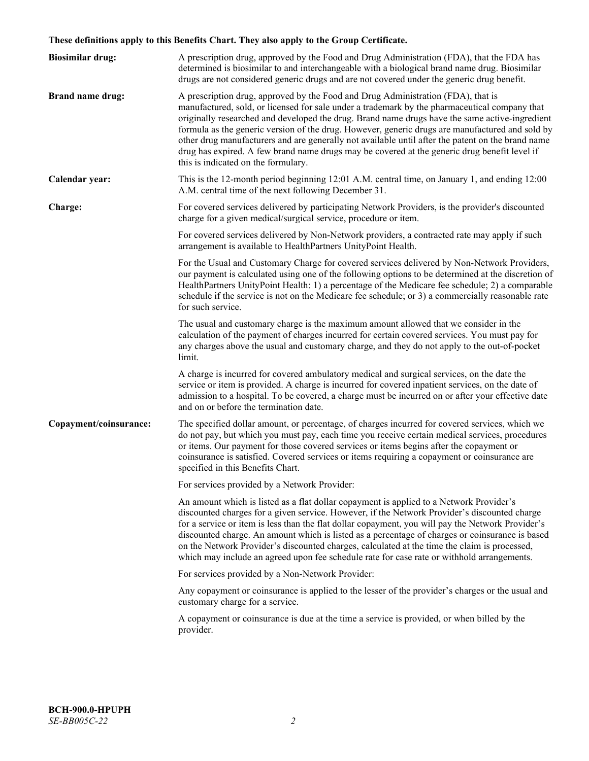**These definitions apply to this Benefits Chart. They also apply to the Group Certificate.**

**Biosimilar drug:** A prescription drug, approved by the Food and Drug Administration (FDA), that the FDA has determined is biosimilar to and interchangeable with a biological brand name drug. Biosimilar drugs are not considered generic drugs and are not covered under the generic drug benefit.

**Brand name drug:** A prescription drug, approved by the Food and Drug Administration (FDA), that is manufactured, sold, or licensed for sale under a trademark by the pharmaceutical company that originally researched and developed the drug. Brand name drugs have the same active-ingredient formula as the generic version of the drug. However, generic drugs are manufactured and sold by other drug manufacturers and are generally not available until after the patent on the brand name drug has expired. A few brand name drugs may be covered at the generic drug benefit level if this is indicated on the formulary.

**Calendar year:** This is the 12-month period beginning 12:01 A.M. central time, on January 1, and ending 12:00 A.M. central time of the next following December 31.

**Charge:** For covered services delivered by participating Network Providers, is the provider's discounted charge for a given medical/surgical service, procedure or item.

For covered services delivered by Non-Network providers, a contracted rate may apply if such arrangement is available to HealthPartners UnityPoint Health.

For the Usual and Customary Charge for covered services delivered by Non-Network Providers, our payment is calculated using one of the following options to be determined at the discretion of HealthPartners UnityPoint Health: 1) a percentage of the Medicare fee schedule; 2) a comparable schedule if the service is not on the Medicare fee schedule; or 3) a commercially reasonable rate for such service.

The usual and customary charge is the maximum amount allowed that we consider in the calculation of the payment of charges incurred for certain covered services. You must pay for any charges above the usual and customary charge, and they do not apply to the out-of-pocket limit.

A charge is incurred for covered ambulatory medical and surgical services, on the date the service or item is provided. A charge is incurred for covered inpatient services, on the date of admission to a hospital. To be covered, a charge must be incurred on or after your effective date and on or before the termination date.

**Copayment/coinsurance:** The specified dollar amount, or percentage, of charges incurred for covered services, which we do not pay, but which you must pay, each time you receive certain medical services, procedures or items. Our payment for those covered services or items begins after the copayment or coinsurance is satisfied. Covered services or items requiring a copayment or coinsurance are specified in this Benefits Chart.

For services provided by a Network Provider:

An amount which is listed as a flat dollar copayment is applied to a Network Provider's discounted charges for a given service. However, if the Network Provider's discounted charge for a service or item is less than the flat dollar copayment, you will pay the Network Provider's discounted charge. An amount which is listed as a percentage of charges or coinsurance is based on the Network Provider's discounted charges, calculated at the time the claim is processed, which may include an agreed upon fee schedule rate for case rate or withhold arrangements.

For services provided by a Non-Network Provider:

Any copayment or coinsurance is applied to the lesser of the provider's charges or the usual and customary charge for a service.

A copayment or coinsurance is due at the time a service is provided, or when billed by the provider.

**BCH-900.0-HPUPH**
*SE-BB005C-22*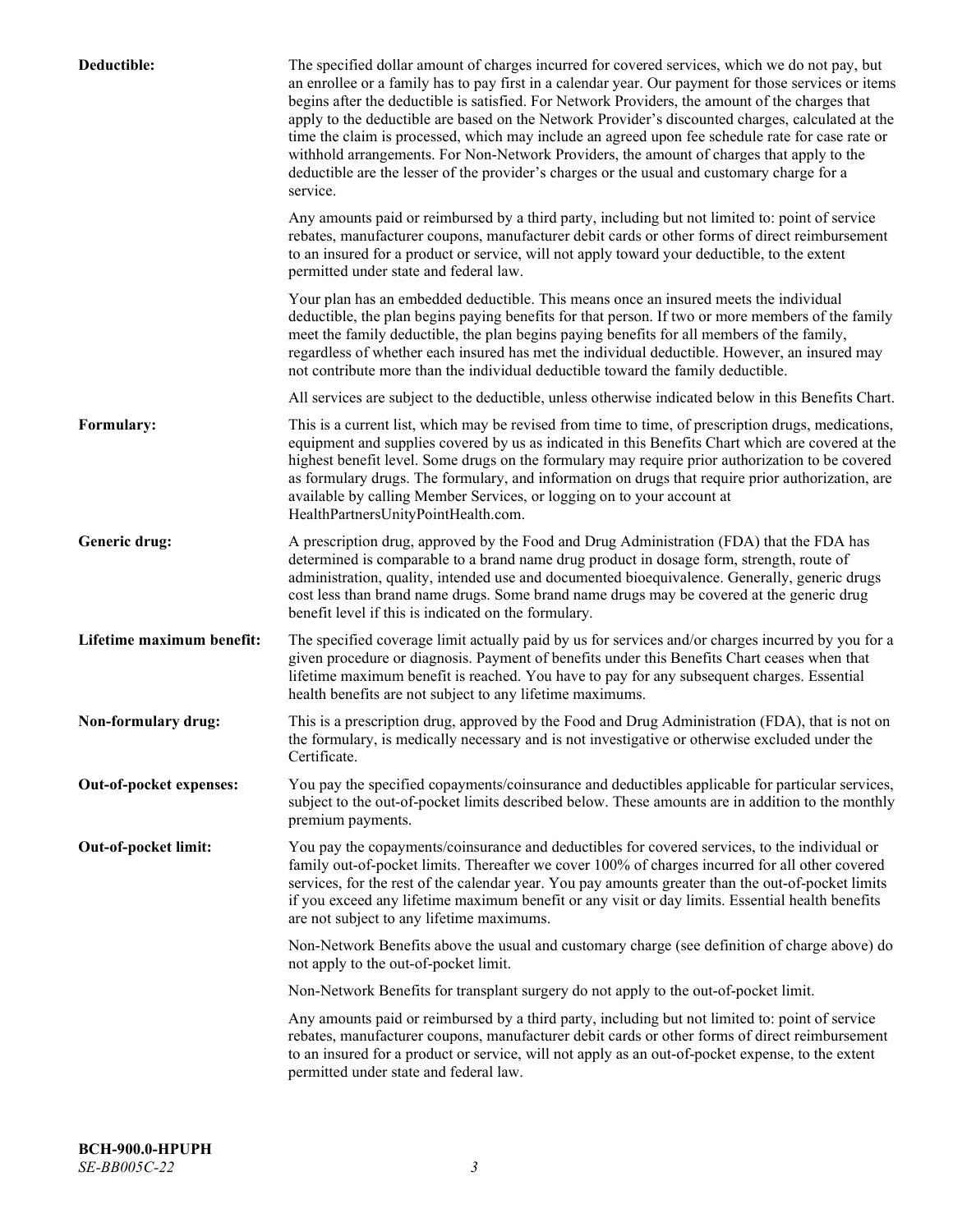| | |
|---|---|
| **Deductible:** | The specified dollar amount of charges incurred for covered services, which we do not pay, but an enrollee or a family has to pay first in a calendar year. Our payment for those services or items begins after the deductible is satisfied. For Network Providers, the amount of the charges that apply to the deductible are based on the Network Provider's discounted charges, calculated at the time the claim is processed, which may include an agreed upon fee schedule rate for case rate or withhold arrangements. For Non-Network Providers, the amount of charges that apply to the deductible are the lesser of the provider's charges or the usual and customary charge for a service.<br><br>Any amounts paid or reimbursed by a third party, including but not limited to: point of service rebates, manufacturer coupons, manufacturer debit cards or other forms of direct reimbursement to an insured for a product or service, will not apply toward your deductible, to the extent permitted under state and federal law.<br><br>Your plan has an embedded deductible. This means once an insured meets the individual deductible, the plan begins paying benefits for that person. If two or more members of the family meet the family deductible, the plan begins paying benefits for all members of the family, regardless of whether each insured has met the individual deductible. However, an insured may not contribute more than the individual deductible toward the family deductible.<br><br>All services are subject to the deductible, unless otherwise indicated below in this Benefits Chart. |
| **Formulary:** | This is a current list, which may be revised from time to time, of prescription drugs, medications, equipment and supplies covered by us as indicated in this Benefits Chart which are covered at the highest benefit level. Some drugs on the formulary may require prior authorization to be covered as formulary drugs. The formulary, and information on drugs that require prior authorization, are available by calling Member Services, or logging on to your account at HealthPartnersUnityPointHealth.com. |
| **Generic drug:** | A prescription drug, approved by the Food and Drug Administration (FDA) that the FDA has determined is comparable to a brand name drug product in dosage form, strength, route of administration, quality, intended use and documented bioequivalence. Generally, generic drugs cost less than brand name drugs. Some brand name drugs may be covered at the generic drug benefit level if this is indicated on the formulary. |
| **Lifetime maximum benefit:** | The specified coverage limit actually paid by us for services and/or charges incurred by you for a given procedure or diagnosis. Payment of benefits under this Benefits Chart ceases when that lifetime maximum benefit is reached. You have to pay for any subsequent charges. Essential health benefits are not subject to any lifetime maximums. |
| **Non-formulary drug:** | This is a prescription drug, approved by the Food and Drug Administration (FDA), that is not on the formulary, is medically necessary and is not investigative or otherwise excluded under the Certificate. |
| **Out-of-pocket expenses:** | You pay the specified copayments/coinsurance and deductibles applicable for particular services, subject to the out-of-pocket limits described below. These amounts are in addition to the monthly premium payments. |
| **Out-of-pocket limit:** | You pay the copayments/coinsurance and deductibles for covered services, to the individual or family out-of-pocket limits. Thereafter we cover 100% of charges incurred for all other covered services, for the rest of the calendar year. You pay amounts greater than the out-of-pocket limits if you exceed any lifetime maximum benefit or any visit or day limits. Essential health benefits are not subject to any lifetime maximums.<br><br>Non-Network Benefits above the usual and customary charge (see definition of charge above) do not apply to the out-of-pocket limit.<br><br>Non-Network Benefits for transplant surgery do not apply to the out-of-pocket limit.<br><br>Any amounts paid or reimbursed by a third party, including but not limited to: point of service rebates, manufacturer coupons, manufacturer debit cards or other forms of direct reimbursement to an insured for a product or service, will not apply as an out-of-pocket expense, to the extent permitted under state and federal law. |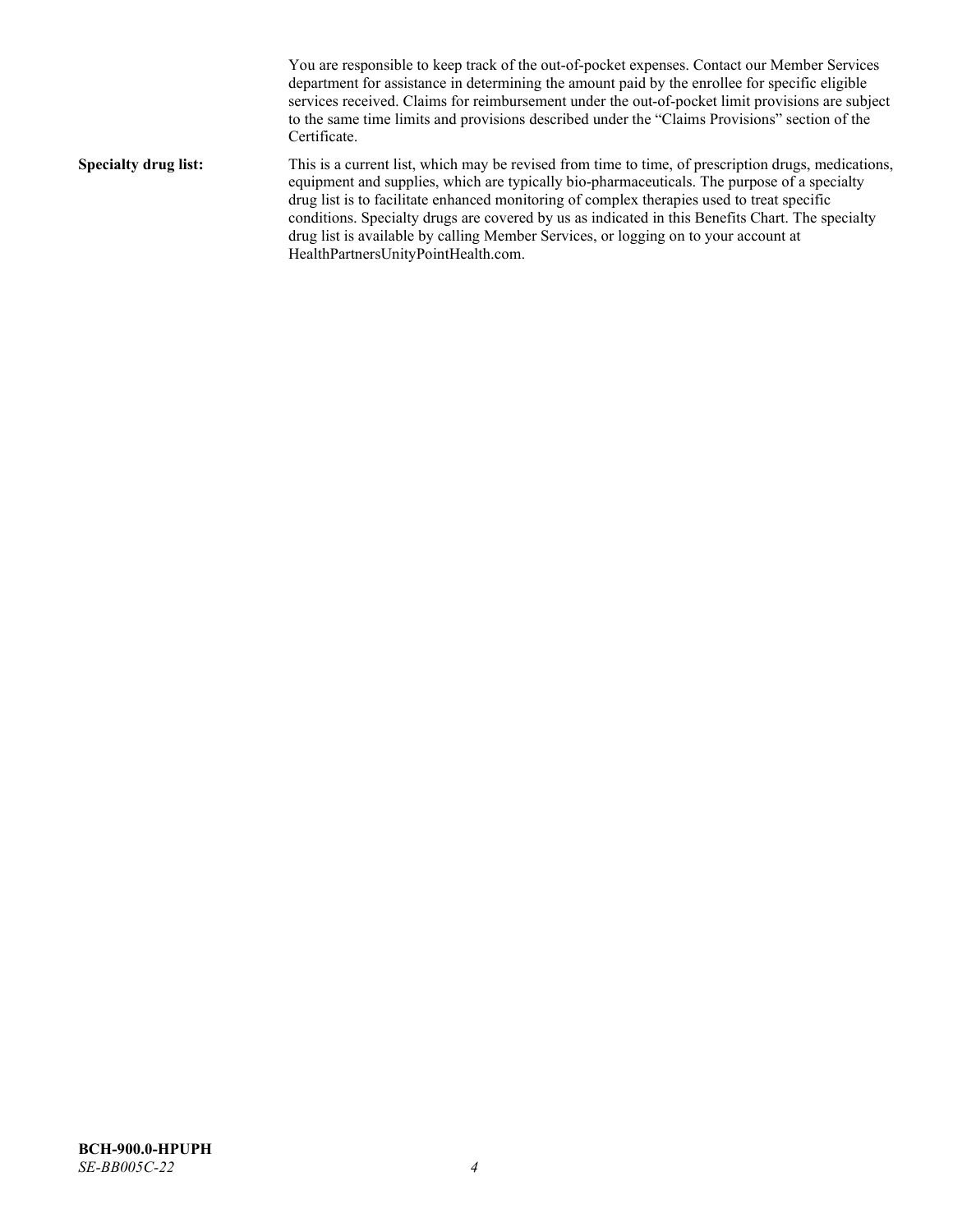You are responsible to keep track of the out-of-pocket expenses. Contact our Member Services department for assistance in determining the amount paid by the enrollee for specific eligible services received. Claims for reimbursement under the out-of-pocket limit provisions are subject to the same time limits and provisions described under the "Claims Provisions" section of the Certificate.

**Specialty drug list:** This is a current list, which may be revised from time to time, of prescription drugs, medications, equipment and supplies, which are typically bio-pharmaceuticals. The purpose of a specialty drug list is to facilitate enhanced monitoring of complex therapies used to treat specific conditions. Specialty drugs are covered by us as indicated in this Benefits Chart. The specialty drug list is available by calling Member Services, or logging on to your account at HealthPartnersUnityPointHealth.com.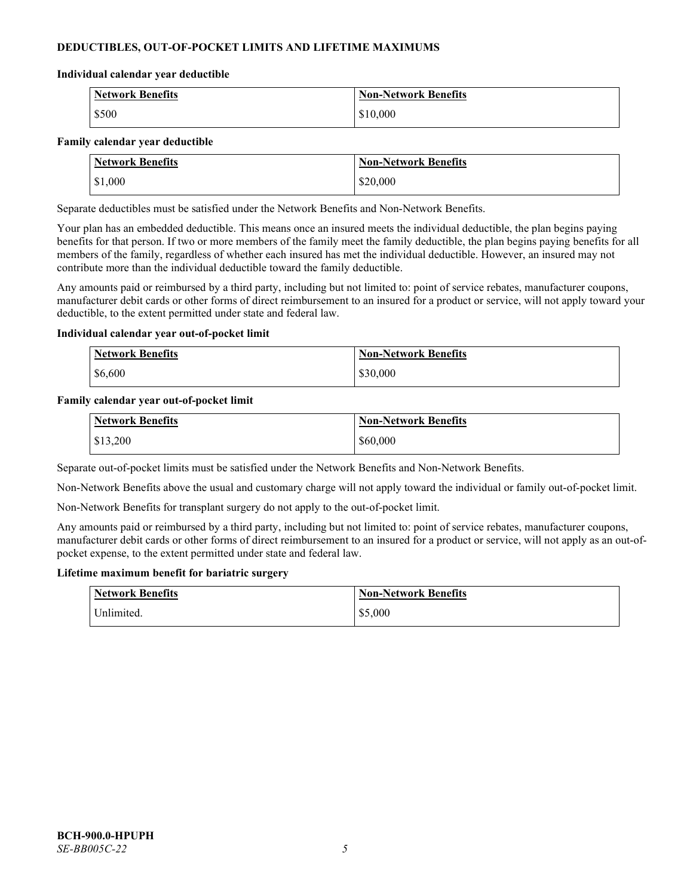**DEDUCTIBLES, OUT-OF-POCKET LIMITS AND LIFETIME MAXIMUMS**

**Individual calendar year deductible**

| Network Benefits | Non-Network Benefits |
|---|---|
| $500 | $10,000 |

**Family calendar year deductible**

| Network Benefits | Non-Network Benefits |
|---|---|
| $1,000 | $20,000 |

Separate deductibles must be satisfied under the Network Benefits and Non-Network Benefits.

Your plan has an embedded deductible. This means once an insured meets the individual deductible, the plan begins paying benefits for that person. If two or more members of the family meet the family deductible, the plan begins paying benefits for all members of the family, regardless of whether each insured has met the individual deductible. However, an insured may not contribute more than the individual deductible toward the family deductible.

Any amounts paid or reimbursed by a third party, including but not limited to: point of service rebates, manufacturer coupons, manufacturer debit cards or other forms of direct reimbursement to an insured for a product or service, will not apply toward your deductible, to the extent permitted under state and federal law.

**Individual calendar year out-of-pocket limit**

| Network Benefits | Non-Network Benefits |
|---|---|
| $6,600 | $30,000 |

**Family calendar year out-of-pocket limit**

| Network Benefits | Non-Network Benefits |
|---|---|
| $13,200 | $60,000 |

Separate out-of-pocket limits must be satisfied under the Network Benefits and Non-Network Benefits.

Non-Network Benefits above the usual and customary charge will not apply toward the individual or family out-of-pocket limit.

Non-Network Benefits for transplant surgery do not apply to the out-of-pocket limit.

Any amounts paid or reimbursed by a third party, including but not limited to: point of service rebates, manufacturer coupons, manufacturer debit cards or other forms of direct reimbursement to an insured for a product or service, will not apply as an out-of-pocket expense, to the extent permitted under state and federal law.

**Lifetime maximum benefit for bariatric surgery**

| Network Benefits | Non-Network Benefits |
|---|---|
| Unlimited. | $5,000 |

**BCH-900.0-HPUPH**
*SE-BB005C-22*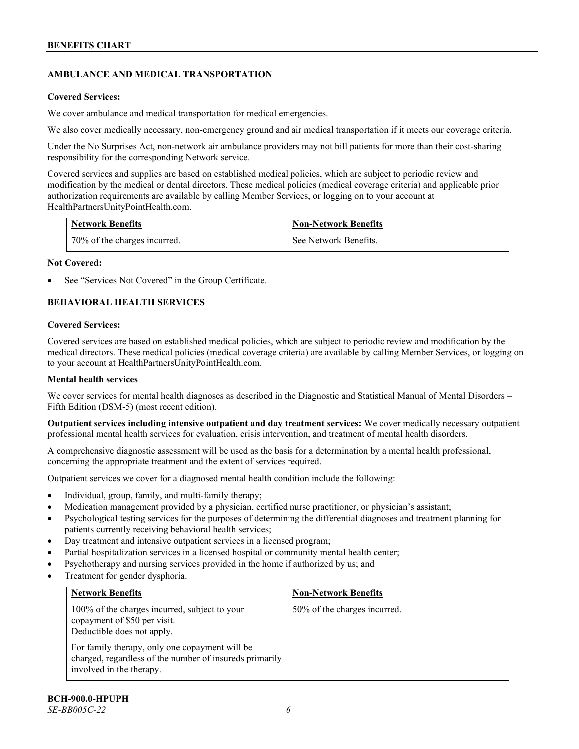### AMBULANCE AND MEDICAL TRANSPORTATION

**Covered Services:**

We cover ambulance and medical transportation for medical emergencies.

We also cover medically necessary, non-emergency ground and air medical transportation if it meets our coverage criteria.

Under the No Surprises Act, non-network air ambulance providers may not bill patients for more than their cost-sharing responsibility for the corresponding Network service.

Covered services and supplies are based on established medical policies, which are subject to periodic review and modification by the medical or dental directors. These medical policies (medical coverage criteria) and applicable prior authorization requirements are available by calling Member Services, or logging on to your account at HealthPartnersUnityPointHealth.com.

| Network Benefits | Non-Network Benefits |
|---|---|
| 70% of the charges incurred. | See Network Benefits. |

**Not Covered:**

- See "Services Not Covered" in the Group Certificate.

### BEHAVIORAL HEALTH SERVICES

**Covered Services:**

Covered services are based on established medical policies, which are subject to periodic review and modification by the medical directors. These medical policies (medical coverage criteria) are available by calling Member Services, or logging on to your account at HealthPartnersUnityPointHealth.com.

**Mental health services**

We cover services for mental health diagnoses as described in the Diagnostic and Statistical Manual of Mental Disorders – Fifth Edition (DSM-5) (most recent edition).

**Outpatient services including intensive outpatient and day treatment services:** We cover medically necessary outpatient professional mental health services for evaluation, crisis intervention, and treatment of mental health disorders.

A comprehensive diagnostic assessment will be used as the basis for a determination by a mental health professional, concerning the appropriate treatment and the extent of services required.

Outpatient services we cover for a diagnosed mental health condition include the following:

- Individual, group, family, and multi-family therapy;
- Medication management provided by a physician, certified nurse practitioner, or physician's assistant;
- Psychological testing services for the purposes of determining the differential diagnoses and treatment planning for patients currently receiving behavioral health services;
- Day treatment and intensive outpatient services in a licensed program;
- Partial hospitalization services in a licensed hospital or community mental health center;
- Psychotherapy and nursing services provided in the home if authorized by us; and
- Treatment for gender dysphoria.

| Network Benefits | Non-Network Benefits |
|---|---|
| 100% of the charges incurred, subject to your copayment of $50 per visit. Deductible does not apply.<br><br>For family therapy, only one copayment will be charged, regardless of the number of insureds primarily involved in the therapy. | 50% of the charges incurred. |

**BCH-900.0-HPUPH**
*SE-BB005C-22*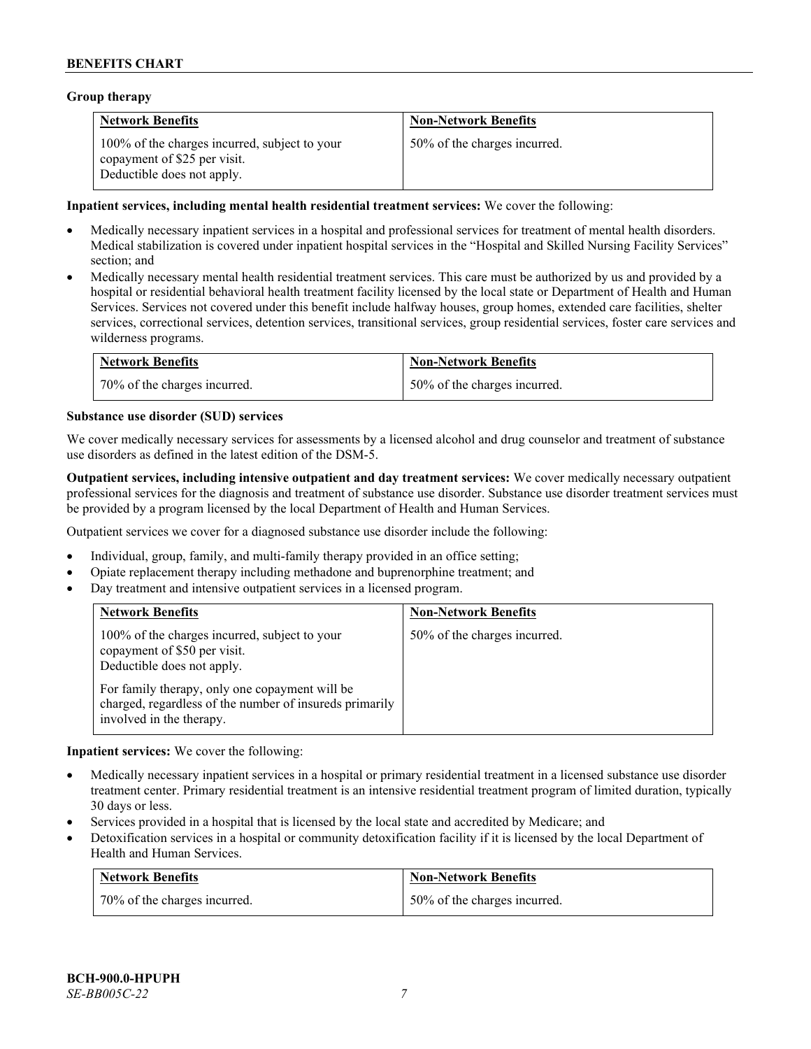**Group therapy**

| Network Benefits | Non-Network Benefits |
| --- | --- |
| 100% of the charges incurred, subject to your copayment of $25 per visit. Deductible does not apply. | 50% of the charges incurred. |

**Inpatient services, including mental health residential treatment services:** We cover the following:

- Medically necessary inpatient services in a hospital and professional services for treatment of mental health disorders. Medical stabilization is covered under inpatient hospital services in the "Hospital and Skilled Nursing Facility Services" section; and
- Medically necessary mental health residential treatment services. This care must be authorized by us and provided by a hospital or residential behavioral health treatment facility licensed by the local state or Department of Health and Human Services. Services not covered under this benefit include halfway houses, group homes, extended care facilities, shelter services, correctional services, detention services, transitional services, group residential services, foster care services and wilderness programs.

| Network Benefits | Non-Network Benefits |
| --- | --- |
| 70% of the charges incurred. | 50% of the charges incurred. |

**Substance use disorder (SUD) services**

We cover medically necessary services for assessments by a licensed alcohol and drug counselor and treatment of substance use disorders as defined in the latest edition of the DSM-5.

**Outpatient services, including intensive outpatient and day treatment services:** We cover medically necessary outpatient professional services for the diagnosis and treatment of substance use disorder. Substance use disorder treatment services must be provided by a program licensed by the local Department of Health and Human Services.

Outpatient services we cover for a diagnosed substance use disorder include the following:

- Individual, group, family, and multi-family therapy provided in an office setting;
- Opiate replacement therapy including methadone and buprenorphine treatment; and
- Day treatment and intensive outpatient services in a licensed program.

| Network Benefits | Non-Network Benefits |
| --- | --- |
| 100% of the charges incurred, subject to your copayment of $50 per visit. Deductible does not apply.<br><br>For family therapy, only one copayment will be charged, regardless of the number of insureds primarily involved in the therapy. | 50% of the charges incurred. |

**Inpatient services:** We cover the following:

- Medically necessary inpatient services in a hospital or primary residential treatment in a licensed substance use disorder treatment center. Primary residential treatment is an intensive residential treatment program of limited duration, typically 30 days or less.
- Services provided in a hospital that is licensed by the local state and accredited by Medicare; and
- Detoxification services in a hospital or community detoxification facility if it is licensed by the local Department of Health and Human Services.

| Network Benefits | Non-Network Benefits |
| --- | --- |
| 70% of the charges incurred. | 50% of the charges incurred. |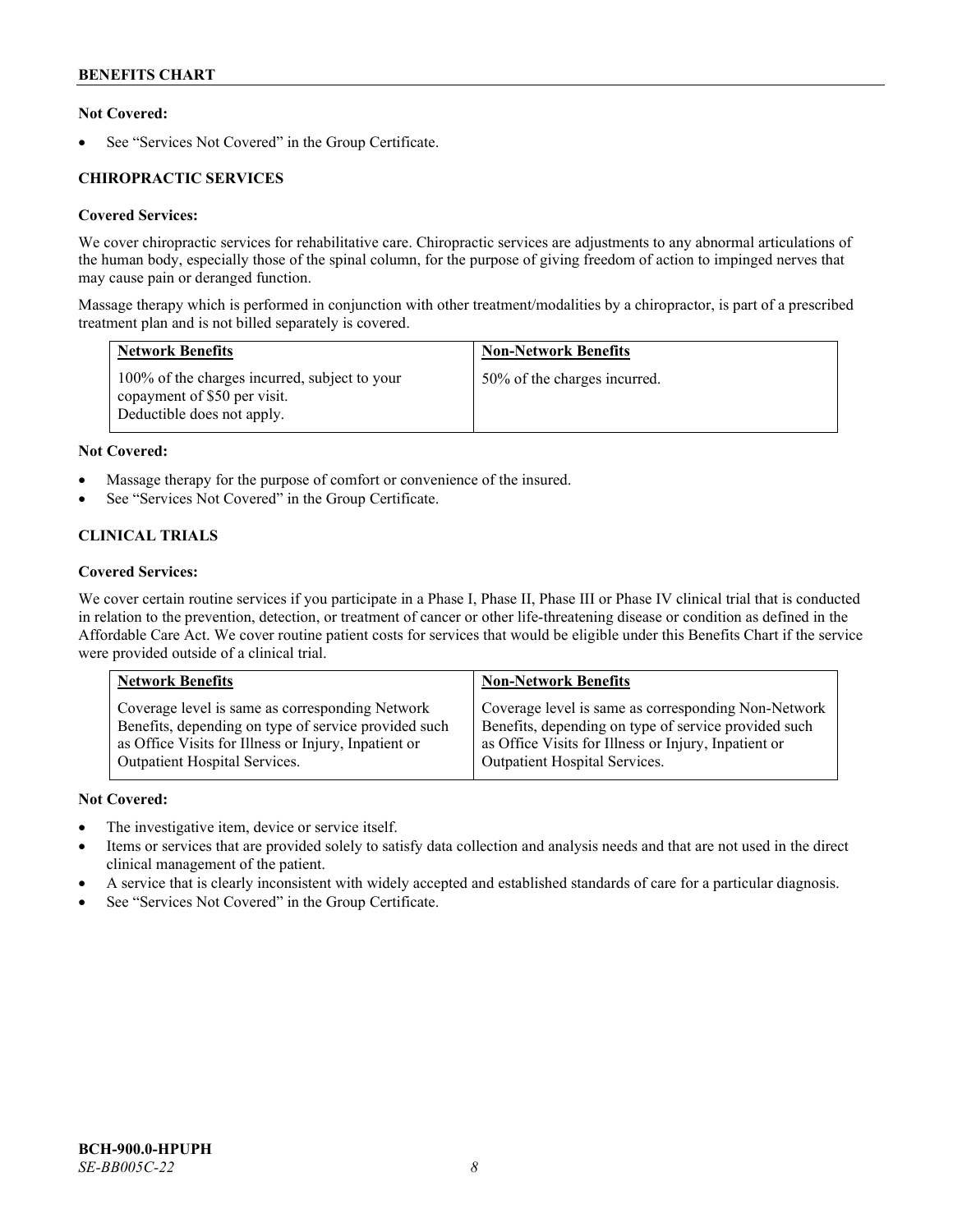**Not Covered:**

- See "Services Not Covered" in the Group Certificate.

## CHIROPRACTIC SERVICES

**Covered Services:**

We cover chiropractic services for rehabilitative care. Chiropractic services are adjustments to any abnormal articulations of the human body, especially those of the spinal column, for the purpose of giving freedom of action to impinged nerves that may cause pain or deranged function.

Massage therapy which is performed in conjunction with other treatment/modalities by a chiropractor, is part of a prescribed treatment plan and is not billed separately is covered.

| Network Benefits | Non-Network Benefits |
| --- | --- |
| 100% of the charges incurred, subject to your copayment of $50 per visit. Deductible does not apply. | 50% of the charges incurred. |

**Not Covered:**

- Massage therapy for the purpose of comfort or convenience of the insured.
- See "Services Not Covered" in the Group Certificate.

## CLINICAL TRIALS

**Covered Services:**

We cover certain routine services if you participate in a Phase I, Phase II, Phase III or Phase IV clinical trial that is conducted in relation to the prevention, detection, or treatment of cancer or other life-threatening disease or condition as defined in the Affordable Care Act. We cover routine patient costs for services that would be eligible under this Benefits Chart if the service were provided outside of a clinical trial.

| Network Benefits | Non-Network Benefits |
| --- | --- |
| Coverage level is same as corresponding Network Benefits, depending on type of service provided such as Office Visits for Illness or Injury, Inpatient or Outpatient Hospital Services. | Coverage level is same as corresponding Non-Network Benefits, depending on type of service provided such as Office Visits for Illness or Injury, Inpatient or Outpatient Hospital Services. |

**Not Covered:**

- The investigative item, device or service itself.
- Items or services that are provided solely to satisfy data collection and analysis needs and that are not used in the direct clinical management of the patient.
- A service that is clearly inconsistent with widely accepted and established standards of care for a particular diagnosis.
- See "Services Not Covered" in the Group Certificate.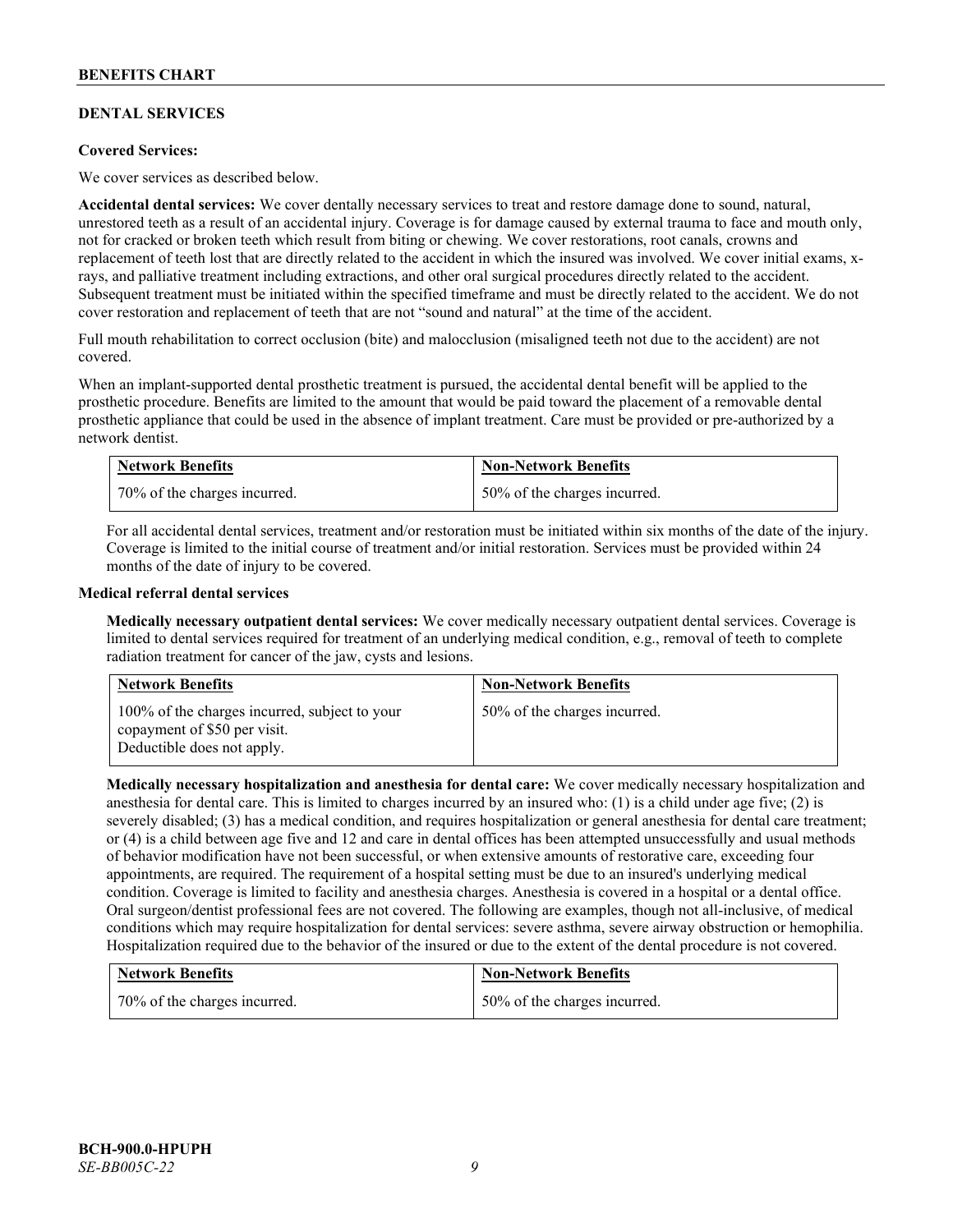## DENTAL SERVICES

**Covered Services:**

We cover services as described below.

**Accidental dental services:** We cover dentally necessary services to treat and restore damage done to sound, natural, unrestored teeth as a result of an accidental injury. Coverage is for damage caused by external trauma to face and mouth only, not for cracked or broken teeth which result from biting or chewing. We cover restorations, root canals, crowns and replacement of teeth lost that are directly related to the accident in which the insured was involved. We cover initial exams, x-rays, and palliative treatment including extractions, and other oral surgical procedures directly related to the accident. Subsequent treatment must be initiated within the specified timeframe and must be directly related to the accident. We do not cover restoration and replacement of teeth that are not "sound and natural" at the time of the accident.

Full mouth rehabilitation to correct occlusion (bite) and malocclusion (misaligned teeth not due to the accident) are not covered.

When an implant-supported dental prosthetic treatment is pursued, the accidental dental benefit will be applied to the prosthetic procedure. Benefits are limited to the amount that would be paid toward the placement of a removable dental prosthetic appliance that could be used in the absence of implant treatment. Care must be provided or pre-authorized by a network dentist.

| Network Benefits | Non-Network Benefits |
|---|---|
| 70% of the charges incurred. | 50% of the charges incurred. |

For all accidental dental services, treatment and/or restoration must be initiated within six months of the date of the injury. Coverage is limited to the initial course of treatment and/or initial restoration. Services must be provided within 24 months of the date of injury to be covered.

**Medical referral dental services**

**Medically necessary outpatient dental services:** We cover medically necessary outpatient dental services. Coverage is limited to dental services required for treatment of an underlying medical condition, e.g., removal of teeth to complete radiation treatment for cancer of the jaw, cysts and lesions.

| Network Benefits | Non-Network Benefits |
|---|---|
| 100% of the charges incurred, subject to your copayment of $50 per visit. Deductible does not apply. | 50% of the charges incurred. |

**Medically necessary hospitalization and anesthesia for dental care:** We cover medically necessary hospitalization and anesthesia for dental care. This is limited to charges incurred by an insured who: (1) is a child under age five; (2) is severely disabled; (3) has a medical condition, and requires hospitalization or general anesthesia for dental care treatment; or (4) is a child between age five and 12 and care in dental offices has been attempted unsuccessfully and usual methods of behavior modification have not been successful, or when extensive amounts of restorative care, exceeding four appointments, are required. The requirement of a hospital setting must be due to an insured's underlying medical condition. Coverage is limited to facility and anesthesia charges. Anesthesia is covered in a hospital or a dental office. Oral surgeon/dentist professional fees are not covered. The following are examples, though not all-inclusive, of medical conditions which may require hospitalization for dental services: severe asthma, severe airway obstruction or hemophilia. Hospitalization required due to the behavior of the insured or due to the extent of the dental procedure is not covered.

| Network Benefits | Non-Network Benefits |
|---|---|
| 70% of the charges incurred. | 50% of the charges incurred. |

**BCH-900.0-HPUPH**
*SE-BB005C-22*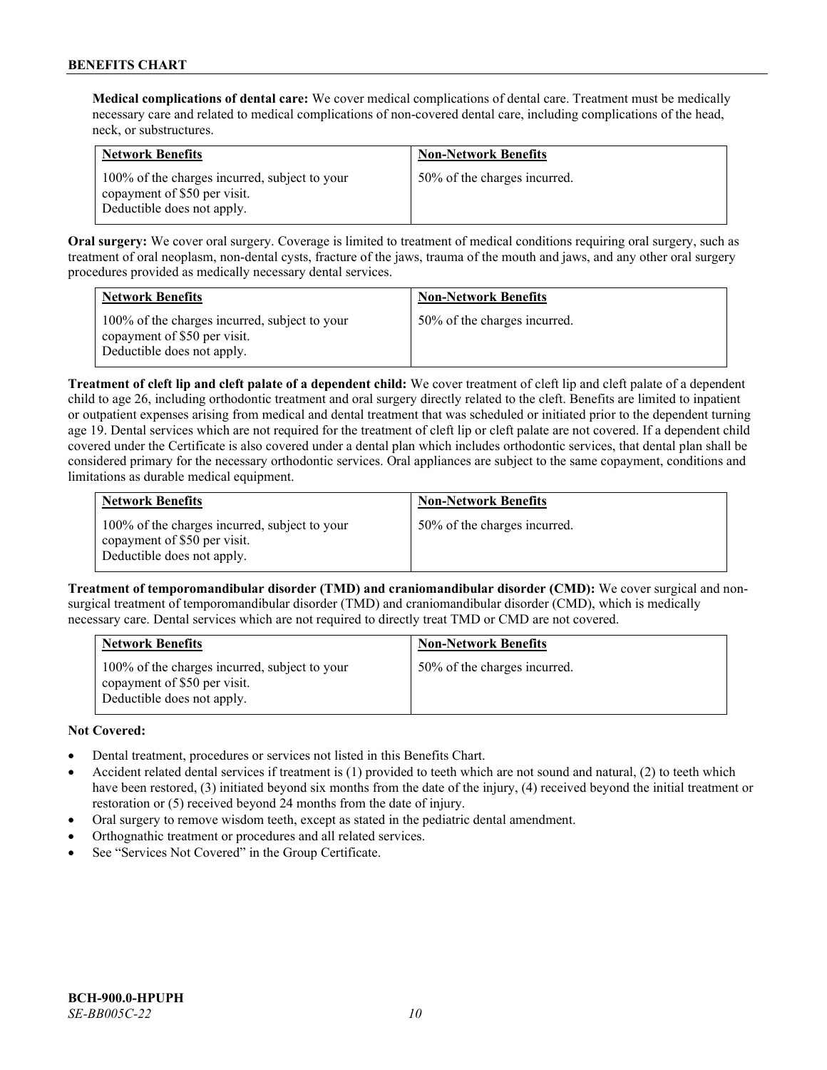**Medical complications of dental care:** We cover medical complications of dental care. Treatment must be medically necessary care and related to medical complications of non-covered dental care, including complications of the head, neck, or substructures.

| Network Benefits | Non-Network Benefits |
|---|---|
| 100% of the charges incurred, subject to your copayment of $50 per visit. Deductible does not apply. | 50% of the charges incurred. |

**Oral surgery:** We cover oral surgery. Coverage is limited to treatment of medical conditions requiring oral surgery, such as treatment of oral neoplasm, non-dental cysts, fracture of the jaws, trauma of the mouth and jaws, and any other oral surgery procedures provided as medically necessary dental services.

| Network Benefits | Non-Network Benefits |
|---|---|
| 100% of the charges incurred, subject to your copayment of $50 per visit. Deductible does not apply. | 50% of the charges incurred. |

**Treatment of cleft lip and cleft palate of a dependent child:** We cover treatment of cleft lip and cleft palate of a dependent child to age 26, including orthodontic treatment and oral surgery directly related to the cleft. Benefits are limited to inpatient or outpatient expenses arising from medical and dental treatment that was scheduled or initiated prior to the dependent turning age 19. Dental services which are not required for the treatment of cleft lip or cleft palate are not covered. If a dependent child covered under the Certificate is also covered under a dental plan which includes orthodontic services, that dental plan shall be considered primary for the necessary orthodontic services. Oral appliances are subject to the same copayment, conditions and limitations as durable medical equipment.

| Network Benefits | Non-Network Benefits |
|---|---|
| 100% of the charges incurred, subject to your copayment of $50 per visit. Deductible does not apply. | 50% of the charges incurred. |

**Treatment of temporomandibular disorder (TMD) and craniomandibular disorder (CMD):** We cover surgical and non-surgical treatment of temporomandibular disorder (TMD) and craniomandibular disorder (CMD), which is medically necessary care. Dental services which are not required to directly treat TMD or CMD are not covered.

| Network Benefits | Non-Network Benefits |
|---|---|
| 100% of the charges incurred, subject to your copayment of $50 per visit. Deductible does not apply. | 50% of the charges incurred. |

**Not Covered:**

- Dental treatment, procedures or services not listed in this Benefits Chart.
- Accident related dental services if treatment is (1) provided to teeth which are not sound and natural, (2) to teeth which have been restored, (3) initiated beyond six months from the date of the injury, (4) received beyond the initial treatment or restoration or (5) received beyond 24 months from the date of injury.
- Oral surgery to remove wisdom teeth, except as stated in the pediatric dental amendment.
- Orthognathic treatment or procedures and all related services.
- See "Services Not Covered" in the Group Certificate.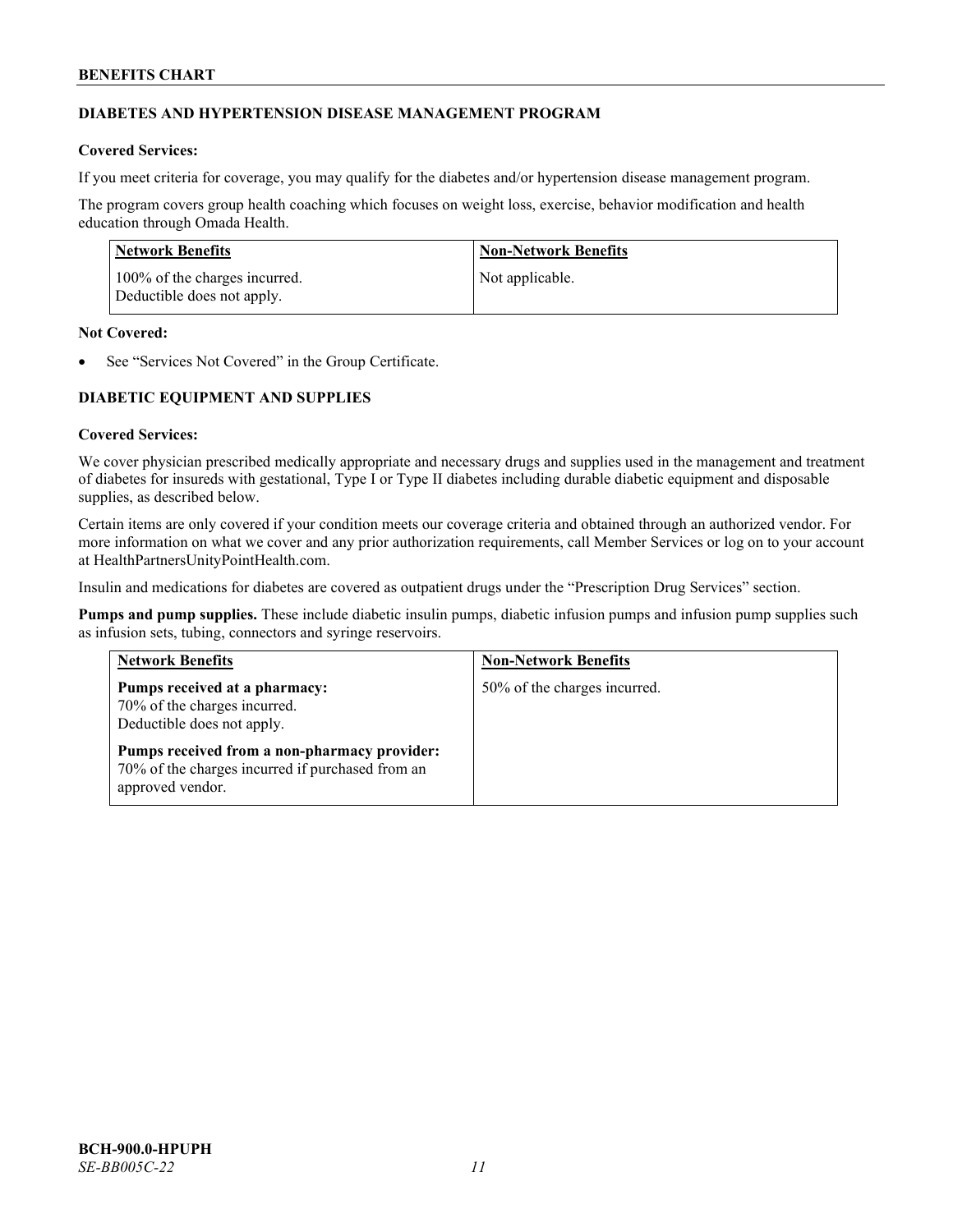## DIABETES AND HYPERTENSION DISEASE MANAGEMENT PROGRAM

**Covered Services:**

If you meet criteria for coverage, you may qualify for the diabetes and/or hypertension disease management program.

The program covers group health coaching which focuses on weight loss, exercise, behavior modification and health education through Omada Health.

| Network Benefits | Non-Network Benefits |
|---|---|
| 100% of the charges incurred.<br>Deductible does not apply. | Not applicable. |

**Not Covered:**

- See "Services Not Covered" in the Group Certificate.

## DIABETIC EQUIPMENT AND SUPPLIES

**Covered Services:**

We cover physician prescribed medically appropriate and necessary drugs and supplies used in the management and treatment of diabetes for insureds with gestational, Type I or Type II diabetes including durable diabetic equipment and disposable supplies, as described below.

Certain items are only covered if your condition meets our coverage criteria and obtained through an authorized vendor. For more information on what we cover and any prior authorization requirements, call Member Services or log on to your account at HealthPartnersUnityPointHealth.com.

Insulin and medications for diabetes are covered as outpatient drugs under the "Prescription Drug Services" section.

**Pumps and pump supplies.** These include diabetic insulin pumps, diabetic infusion pumps and infusion pump supplies such as infusion sets, tubing, connectors and syringe reservoirs.

| Network Benefits | Non-Network Benefits |
|---|---|
| **Pumps received at a pharmacy:**<br>70% of the charges incurred.<br>Deductible does not apply.<br><br>**Pumps received from a non-pharmacy provider:**<br>70% of the charges incurred if purchased from an approved vendor. | 50% of the charges incurred. |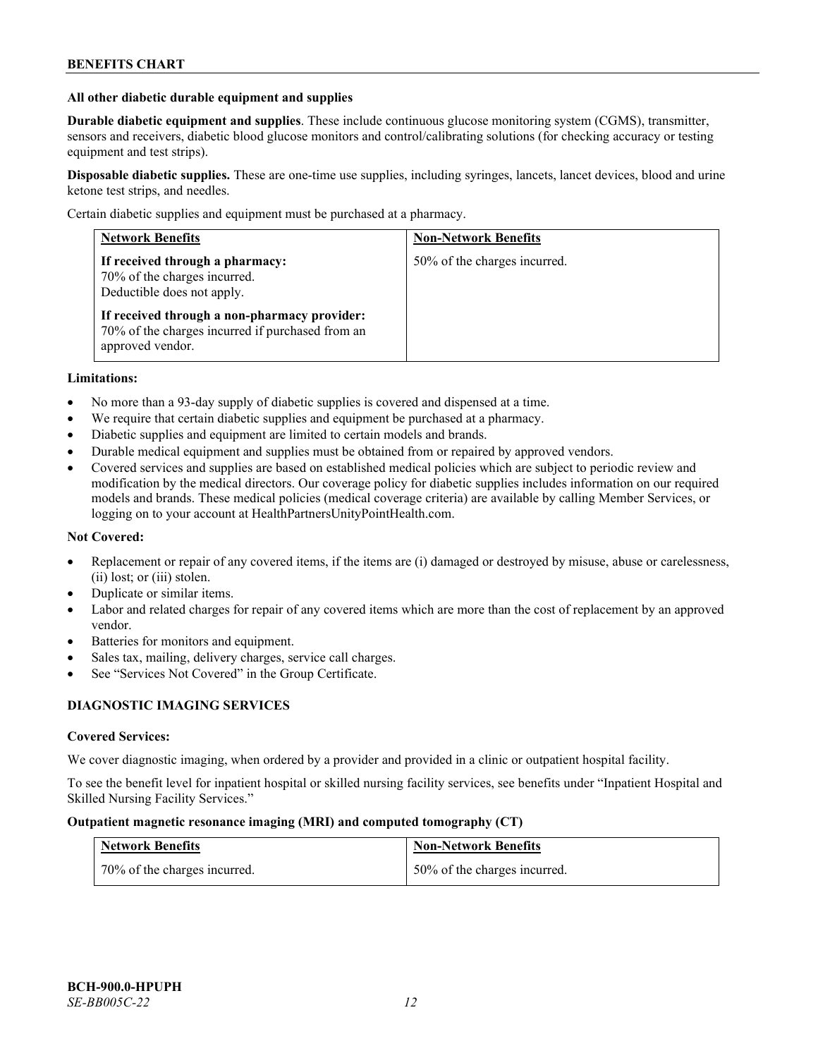**All other diabetic durable equipment and supplies**

**Durable diabetic equipment and supplies**. These include continuous glucose monitoring system (CGMS), transmitter, sensors and receivers, diabetic blood glucose monitors and control/calibrating solutions (for checking accuracy or testing equipment and test strips).

**Disposable diabetic supplies.** These are one-time use supplies, including syringes, lancets, lancet devices, blood and urine ketone test strips, and needles.

Certain diabetic supplies and equipment must be purchased at a pharmacy.

| Network Benefits | Non-Network Benefits |
|---|---|
| **If received through a pharmacy:** 70% of the charges incurred. Deductible does not apply. **If received through a non-pharmacy provider:** 70% of the charges incurred if purchased from an approved vendor. | 50% of the charges incurred. |

**Limitations:**

- No more than a 93-day supply of diabetic supplies is covered and dispensed at a time.
- We require that certain diabetic supplies and equipment be purchased at a pharmacy.
- Diabetic supplies and equipment are limited to certain models and brands.
- Durable medical equipment and supplies must be obtained from or repaired by approved vendors.
- Covered services and supplies are based on established medical policies which are subject to periodic review and modification by the medical directors. Our coverage policy for diabetic supplies includes information on our required models and brands. These medical policies (medical coverage criteria) are available by calling Member Services, or logging on to your account at HealthPartnersUnityPointHealth.com.

**Not Covered:**

- Replacement or repair of any covered items, if the items are (i) damaged or destroyed by misuse, abuse or carelessness, (ii) lost; or (iii) stolen.
- Duplicate or similar items.
- Labor and related charges for repair of any covered items which are more than the cost of replacement by an approved vendor.
- Batteries for monitors and equipment.
- Sales tax, mailing, delivery charges, service call charges.
- See "Services Not Covered" in the Group Certificate.

## DIAGNOSTIC IMAGING SERVICES

**Covered Services:**

We cover diagnostic imaging, when ordered by a provider and provided in a clinic or outpatient hospital facility.

To see the benefit level for inpatient hospital or skilled nursing facility services, see benefits under "Inpatient Hospital and Skilled Nursing Facility Services."

**Outpatient magnetic resonance imaging (MRI) and computed tomography (CT)**

| Network Benefits | Non-Network Benefits |
|---|---|
| 70% of the charges incurred. | 50% of the charges incurred. |

BCH-900.0-HPUPH
*SE-BB005C-22*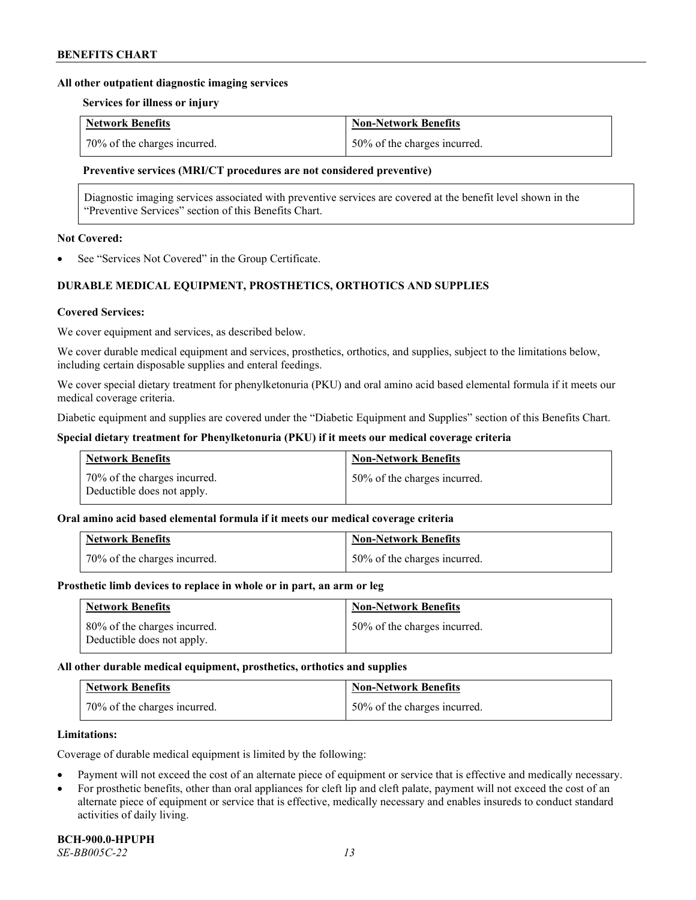**All other outpatient diagnostic imaging services**

**Services for illness or injury**

| Network Benefits | Non-Network Benefits |
| --- | --- |
| 70% of the charges incurred. | 50% of the charges incurred. |

**Preventive services (MRI/CT procedures are not considered preventive)**

| Diagnostic imaging services associated with preventive services are covered at the benefit level shown in the "Preventive Services" section of this Benefits Chart. |
| --- |

**Not Covered:**

- See "Services Not Covered" in the Group Certificate.

## DURABLE MEDICAL EQUIPMENT, PROSTHETICS, ORTHOTICS AND SUPPLIES

**Covered Services:**

We cover equipment and services, as described below.

We cover durable medical equipment and services, prosthetics, orthotics, and supplies, subject to the limitations below, including certain disposable supplies and enteral feedings.

We cover special dietary treatment for phenylketonuria (PKU) and oral amino acid based elemental formula if it meets our medical coverage criteria.

Diabetic equipment and supplies are covered under the "Diabetic Equipment and Supplies" section of this Benefits Chart.

**Special dietary treatment for Phenylketonuria (PKU) if it meets our medical coverage criteria**

| Network Benefits | Non-Network Benefits |
| --- | --- |
| 70% of the charges incurred.<br>Deductible does not apply. | 50% of the charges incurred. |

**Oral amino acid based elemental formula if it meets our medical coverage criteria**

| Network Benefits | Non-Network Benefits |
| --- | --- |
| 70% of the charges incurred. | 50% of the charges incurred. |

**Prosthetic limb devices to replace in whole or in part, an arm or leg**

| Network Benefits | Non-Network Benefits |
| --- | --- |
| 80% of the charges incurred.<br>Deductible does not apply. | 50% of the charges incurred. |

**All other durable medical equipment, prosthetics, orthotics and supplies**

| Network Benefits | Non-Network Benefits |
| --- | --- |
| 70% of the charges incurred. | 50% of the charges incurred. |

**Limitations:**

Coverage of durable medical equipment is limited by the following:

- Payment will not exceed the cost of an alternate piece of equipment or service that is effective and medically necessary.
- For prosthetic benefits, other than oral appliances for cleft lip and cleft palate, payment will not exceed the cost of an alternate piece of equipment or service that is effective, medically necessary and enables insureds to conduct standard activities of daily living.

**BCH-900.0-HPUPH**
*SE-BB005C-22*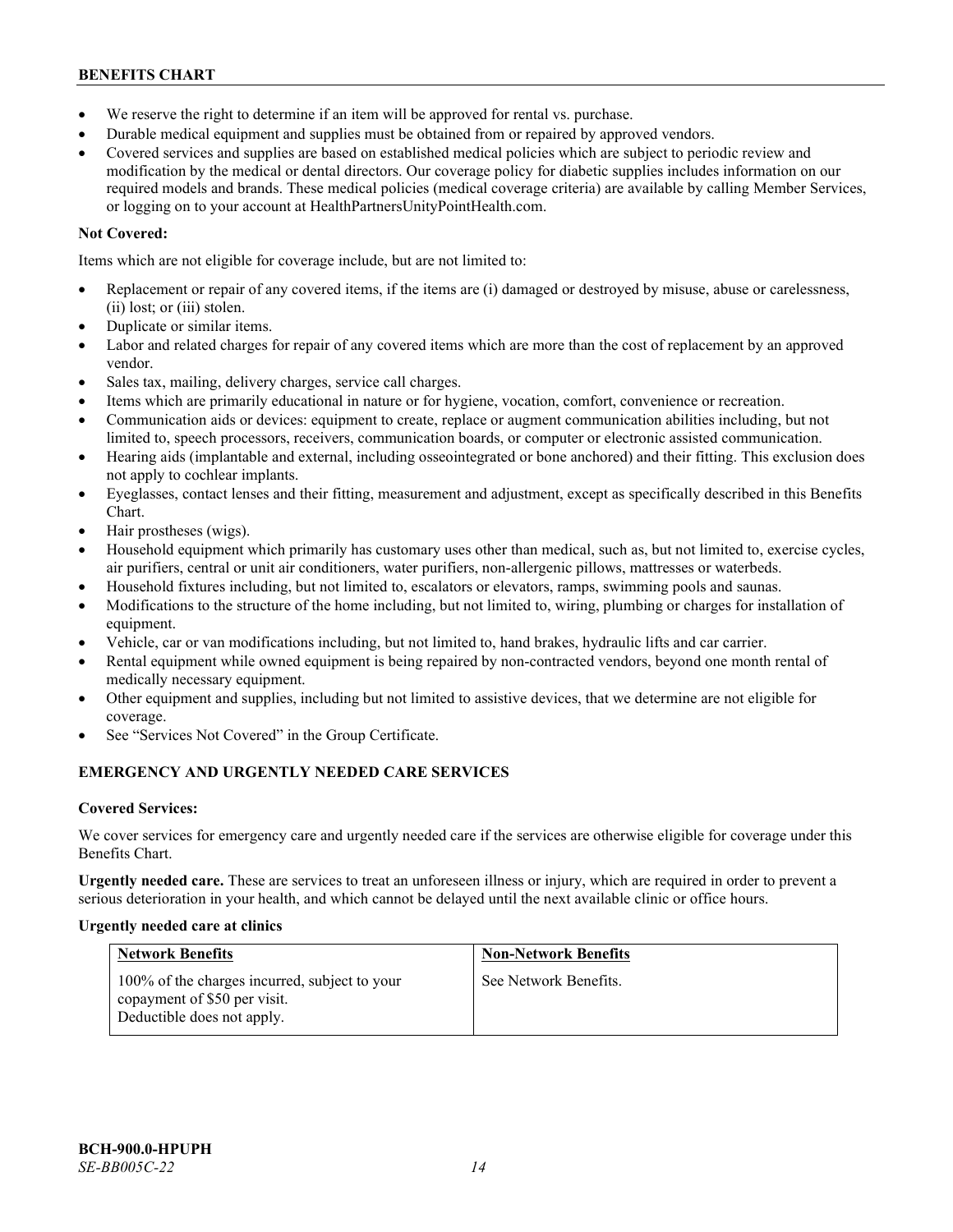- We reserve the right to determine if an item will be approved for rental vs. purchase.
- Durable medical equipment and supplies must be obtained from or repaired by approved vendors.
- Covered services and supplies are based on established medical policies which are subject to periodic review and modification by the medical or dental directors. Our coverage policy for diabetic supplies includes information on our required models and brands. These medical policies (medical coverage criteria) are available by calling Member Services, or logging on to your account at HealthPartnersUnityPointHealth.com.

**Not Covered:**

Items which are not eligible for coverage include, but are not limited to:

- Replacement or repair of any covered items, if the items are (i) damaged or destroyed by misuse, abuse or carelessness, (ii) lost; or (iii) stolen.
- Duplicate or similar items.
- Labor and related charges for repair of any covered items which are more than the cost of replacement by an approved vendor.
- Sales tax, mailing, delivery charges, service call charges.
- Items which are primarily educational in nature or for hygiene, vocation, comfort, convenience or recreation.
- Communication aids or devices: equipment to create, replace or augment communication abilities including, but not limited to, speech processors, receivers, communication boards, or computer or electronic assisted communication.
- Hearing aids (implantable and external, including osseointegrated or bone anchored) and their fitting. This exclusion does not apply to cochlear implants.
- Eyeglasses, contact lenses and their fitting, measurement and adjustment, except as specifically described in this Benefits Chart.
- Hair prostheses (wigs).
- Household equipment which primarily has customary uses other than medical, such as, but not limited to, exercise cycles, air purifiers, central or unit air conditioners, water purifiers, non-allergenic pillows, mattresses or waterbeds.
- Household fixtures including, but not limited to, escalators or elevators, ramps, swimming pools and saunas.
- Modifications to the structure of the home including, but not limited to, wiring, plumbing or charges for installation of equipment.
- Vehicle, car or van modifications including, but not limited to, hand brakes, hydraulic lifts and car carrier.
- Rental equipment while owned equipment is being repaired by non-contracted vendors, beyond one month rental of medically necessary equipment.
- Other equipment and supplies, including but not limited to assistive devices, that we determine are not eligible for coverage.
- See "Services Not Covered" in the Group Certificate.

## EMERGENCY AND URGENTLY NEEDED CARE SERVICES

**Covered Services:**

We cover services for emergency care and urgently needed care if the services are otherwise eligible for coverage under this Benefits Chart.

**Urgently needed care.** These are services to treat an unforeseen illness or injury, which are required in order to prevent a serious deterioration in your health, and which cannot be delayed until the next available clinic or office hours.

**Urgently needed care at clinics**

| Network Benefits | Non-Network Benefits |
|---|---|
| 100% of the charges incurred, subject to your copayment of $50 per visit. Deductible does not apply. | See Network Benefits. |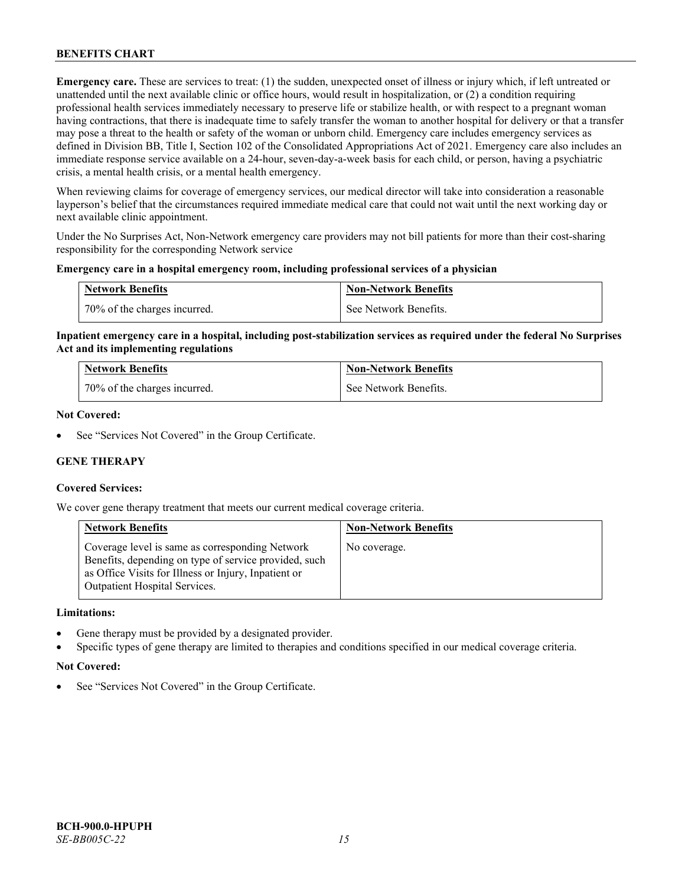**Emergency care.** These are services to treat: (1) the sudden, unexpected onset of illness or injury which, if left untreated or unattended until the next available clinic or office hours, would result in hospitalization, or (2) a condition requiring professional health services immediately necessary to preserve life or stabilize health, or with respect to a pregnant woman having contractions, that there is inadequate time to safely transfer the woman to another hospital for delivery or that a transfer may pose a threat to the health or safety of the woman or unborn child. Emergency care includes emergency services as defined in Division BB, Title I, Section 102 of the Consolidated Appropriations Act of 2021. Emergency care also includes an immediate response service available on a 24-hour, seven-day-a-week basis for each child, or person, having a psychiatric crisis, a mental health crisis, or a mental health emergency.

When reviewing claims for coverage of emergency services, our medical director will take into consideration a reasonable layperson's belief that the circumstances required immediate medical care that could not wait until the next working day or next available clinic appointment.

Under the No Surprises Act, Non-Network emergency care providers may not bill patients for more than their cost-sharing responsibility for the corresponding Network service

**Emergency care in a hospital emergency room, including professional services of a physician**

| Network Benefits | Non-Network Benefits |
|---|---|
| 70% of the charges incurred. | See Network Benefits. |

**Inpatient emergency care in a hospital, including post-stabilization services as required under the federal No Surprises Act and its implementing regulations**

| Network Benefits | Non-Network Benefits |
|---|---|
| 70% of the charges incurred. | See Network Benefits. |

**Not Covered:**

- See "Services Not Covered" in the Group Certificate.

### GENE THERAPY

**Covered Services:**

We cover gene therapy treatment that meets our current medical coverage criteria.

| Network Benefits | Non-Network Benefits |
|---|---|
| Coverage level is same as corresponding Network Benefits, depending on type of service provided, such as Office Visits for Illness or Injury, Inpatient or Outpatient Hospital Services. | No coverage. |

**Limitations:**

- Gene therapy must be provided by a designated provider.
- Specific types of gene therapy are limited to therapies and conditions specified in our medical coverage criteria.

**Not Covered:**

- See "Services Not Covered" in the Group Certificate.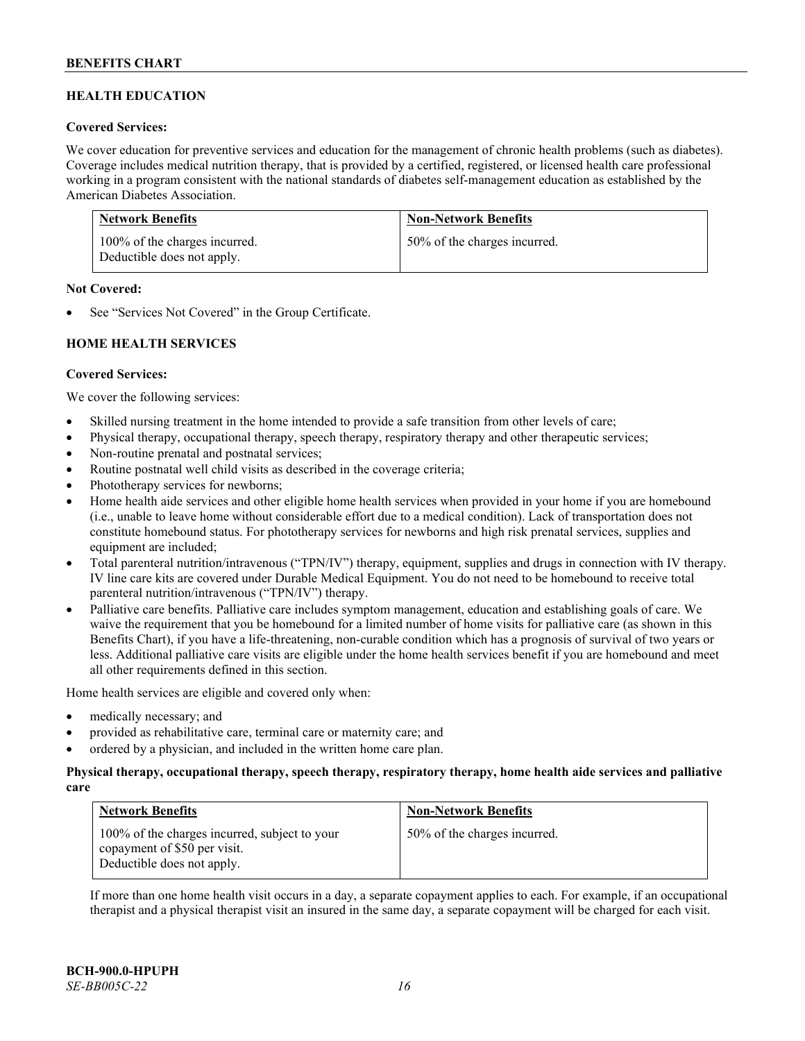## HEALTH EDUCATION

**Covered Services:**

We cover education for preventive services and education for the management of chronic health problems (such as diabetes). Coverage includes medical nutrition therapy, that is provided by a certified, registered, or licensed health care professional working in a program consistent with the national standards of diabetes self-management education as established by the American Diabetes Association.

| Network Benefits | Non-Network Benefits |
| --- | --- |
| 100% of the charges incurred. Deductible does not apply. | 50% of the charges incurred. |

**Not Covered:**

- See "Services Not Covered" in the Group Certificate.

## HOME HEALTH SERVICES

**Covered Services:**

We cover the following services:

- Skilled nursing treatment in the home intended to provide a safe transition from other levels of care;
- Physical therapy, occupational therapy, speech therapy, respiratory therapy and other therapeutic services;
- Non-routine prenatal and postnatal services;
- Routine postnatal well child visits as described in the coverage criteria;
- Phototherapy services for newborns;
- Home health aide services and other eligible home health services when provided in your home if you are homebound (i.e., unable to leave home without considerable effort due to a medical condition). Lack of transportation does not constitute homebound status. For phototherapy services for newborns and high risk prenatal services, supplies and equipment are included;
- Total parenteral nutrition/intravenous ("TPN/IV") therapy, equipment, supplies and drugs in connection with IV therapy. IV line care kits are covered under Durable Medical Equipment. You do not need to be homebound to receive total parenteral nutrition/intravenous ("TPN/IV") therapy.
- Palliative care benefits. Palliative care includes symptom management, education and establishing goals of care. We waive the requirement that you be homebound for a limited number of home visits for palliative care (as shown in this Benefits Chart), if you have a life-threatening, non-curable condition which has a prognosis of survival of two years or less. Additional palliative care visits are eligible under the home health services benefit if you are homebound and meet all other requirements defined in this section.

Home health services are eligible and covered only when:

- medically necessary; and
- provided as rehabilitative care, terminal care or maternity care; and
- ordered by a physician, and included in the written home care plan.

**Physical therapy, occupational therapy, speech therapy, respiratory therapy, home health aide services and palliative care**

| Network Benefits | Non-Network Benefits |
| --- | --- |
| 100% of the charges incurred, subject to your copayment of $50 per visit. Deductible does not apply. | 50% of the charges incurred. |

If more than one home health visit occurs in a day, a separate copayment applies to each. For example, if an occupational therapist and a physical therapist visit an insured in the same day, a separate copayment will be charged for each visit.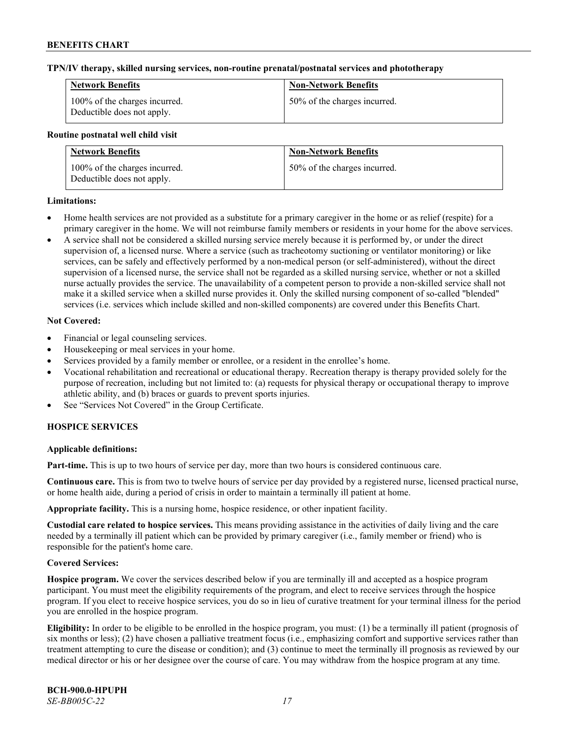**TPN/IV therapy, skilled nursing services, non-routine prenatal/postnatal services and phototherapy**

| Network Benefits | Non-Network Benefits |
| --- | --- |
| 100% of the charges incurred. Deductible does not apply. | 50% of the charges incurred. |

**Routine postnatal well child visit**

| Network Benefits | Non-Network Benefits |
| --- | --- |
| 100% of the charges incurred. Deductible does not apply. | 50% of the charges incurred. |

**Limitations:**

- Home health services are not provided as a substitute for a primary caregiver in the home or as relief (respite) for a primary caregiver in the home. We will not reimburse family members or residents in your home for the above services.
- A service shall not be considered a skilled nursing service merely because it is performed by, or under the direct supervision of, a licensed nurse. Where a service (such as tracheotomy suctioning or ventilator monitoring) or like services, can be safely and effectively performed by a non-medical person (or self-administered), without the direct supervision of a licensed nurse, the service shall not be regarded as a skilled nursing service, whether or not a skilled nurse actually provides the service. The unavailability of a competent person to provide a non-skilled service shall not make it a skilled service when a skilled nurse provides it. Only the skilled nursing component of so-called "blended" services (i.e. services which include skilled and non-skilled components) are covered under this Benefits Chart.

**Not Covered:**

- Financial or legal counseling services.
- Housekeeping or meal services in your home.
- Services provided by a family member or enrollee, or a resident in the enrollee's home.
- Vocational rehabilitation and recreational or educational therapy. Recreation therapy is therapy provided solely for the purpose of recreation, including but not limited to: (a) requests for physical therapy or occupational therapy to improve athletic ability, and (b) braces or guards to prevent sports injuries.
- See "Services Not Covered" in the Group Certificate.

## HOSPICE SERVICES

**Applicable definitions:**

**Part-time.** This is up to two hours of service per day, more than two hours is considered continuous care.

**Continuous care.** This is from two to twelve hours of service per day provided by a registered nurse, licensed practical nurse, or home health aide, during a period of crisis in order to maintain a terminally ill patient at home.

**Appropriate facility.** This is a nursing home, hospice residence, or other inpatient facility.

**Custodial care related to hospice services.** This means providing assistance in the activities of daily living and the care needed by a terminally ill patient which can be provided by primary caregiver (i.e., family member or friend) who is responsible for the patient's home care.

**Covered Services:**

**Hospice program.** We cover the services described below if you are terminally ill and accepted as a hospice program participant. You must meet the eligibility requirements of the program, and elect to receive services through the hospice program. If you elect to receive hospice services, you do so in lieu of curative treatment for your terminal illness for the period you are enrolled in the hospice program.

**Eligibility:** In order to be eligible to be enrolled in the hospice program, you must: (1) be a terminally ill patient (prognosis of six months or less); (2) have chosen a palliative treatment focus (i.e., emphasizing comfort and supportive services rather than treatment attempting to cure the disease or condition); and (3) continue to meet the terminally ill prognosis as reviewed by our medical director or his or her designee over the course of care. You may withdraw from the hospice program at any time.

**BCH-900.0-HPUPH**
*SE-BB005C-22*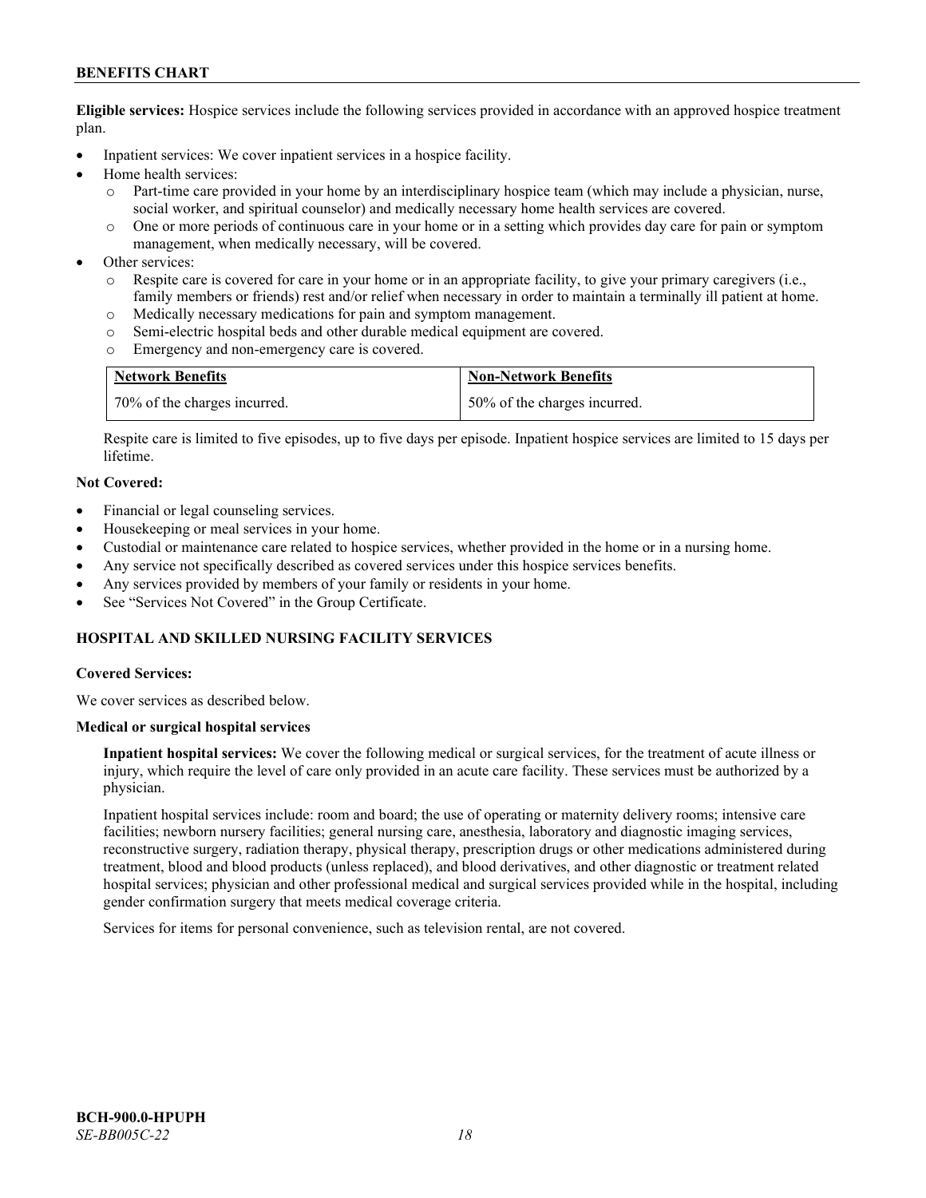**Eligible services:** Hospice services include the following services provided in accordance with an approved hospice treatment plan.

- Inpatient services: We cover inpatient services in a hospice facility.
- Home health services:
  - Part-time care provided in your home by an interdisciplinary hospice team (which may include a physician, nurse, social worker, and spiritual counselor) and medically necessary home health services are covered.
  - One or more periods of continuous care in your home or in a setting which provides day care for pain or symptom management, when medically necessary, will be covered.
- Other services:
  - Respite care is covered for care in your home or in an appropriate facility, to give your primary caregivers (i.e., family members or friends) rest and/or relief when necessary in order to maintain a terminally ill patient at home.
  - Medically necessary medications for pain and symptom management.
  - Semi-electric hospital beds and other durable medical equipment are covered.
  - Emergency and non-emergency care is covered.

| Network Benefits | Non-Network Benefits |
|---|---|
| 70% of the charges incurred. | 50% of the charges incurred. |

Respite care is limited to five episodes, up to five days per episode. Inpatient hospice services are limited to 15 days per lifetime.

**Not Covered:**

- Financial or legal counseling services.
- Housekeeping or meal services in your home.
- Custodial or maintenance care related to hospice services, whether provided in the home or in a nursing home.
- Any service not specifically described as covered services under this hospice services benefits.
- Any services provided by members of your family or residents in your home.
- See "Services Not Covered" in the Group Certificate.

## HOSPITAL AND SKILLED NURSING FACILITY SERVICES

**Covered Services:**

We cover services as described below.

**Medical or surgical hospital services**

**Inpatient hospital services:** We cover the following medical or surgical services, for the treatment of acute illness or injury, which require the level of care only provided in an acute care facility. These services must be authorized by a physician.

Inpatient hospital services include: room and board; the use of operating or maternity delivery rooms; intensive care facilities; newborn nursery facilities; general nursing care, anesthesia, laboratory and diagnostic imaging services, reconstructive surgery, radiation therapy, physical therapy, prescription drugs or other medications administered during treatment, blood and blood products (unless replaced), and blood derivatives, and other diagnostic or treatment related hospital services; physician and other professional medical and surgical services provided while in the hospital, including gender confirmation surgery that meets medical coverage criteria.

Services for items for personal convenience, such as television rental, are not covered.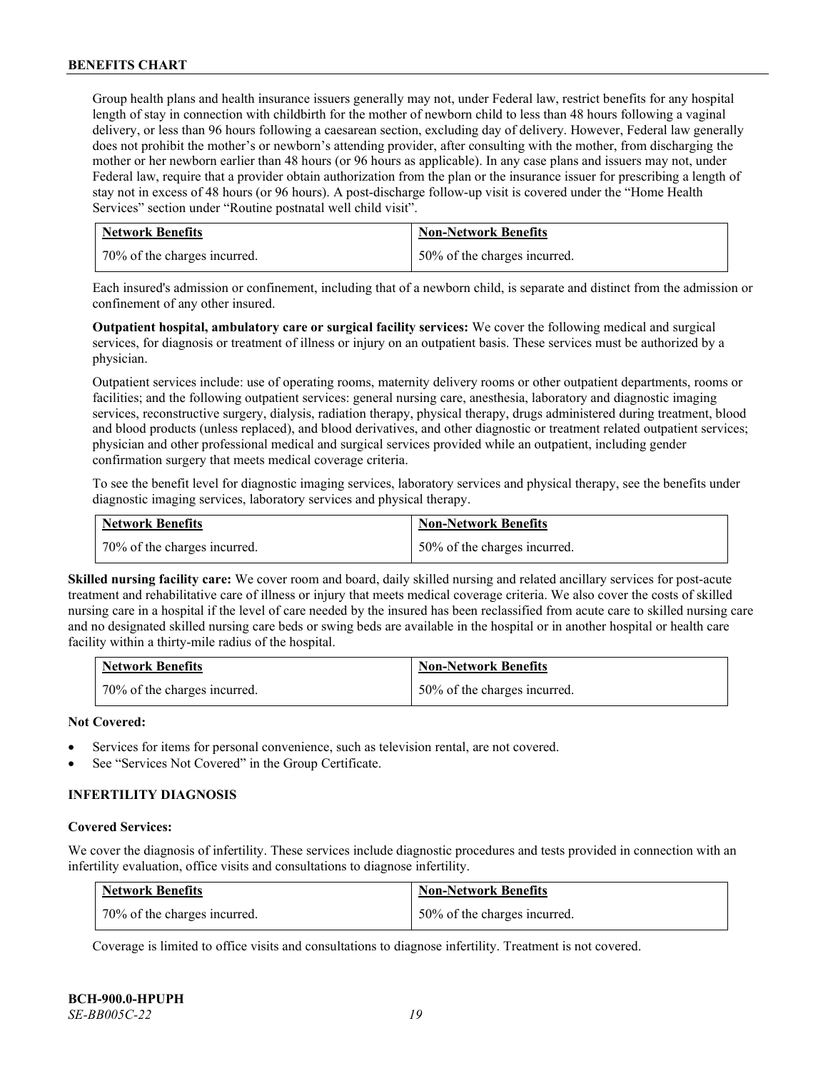Group health plans and health insurance issuers generally may not, under Federal law, restrict benefits for any hospital length of stay in connection with childbirth for the mother of newborn child to less than 48 hours following a vaginal delivery, or less than 96 hours following a caesarean section, excluding day of delivery. However, Federal law generally does not prohibit the mother's or newborn's attending provider, after consulting with the mother, from discharging the mother or her newborn earlier than 48 hours (or 96 hours as applicable). In any case plans and issuers may not, under Federal law, require that a provider obtain authorization from the plan or the insurance issuer for prescribing a length of stay not in excess of 48 hours (or 96 hours). A post-discharge follow-up visit is covered under the "Home Health Services" section under "Routine postnatal well child visit".

| Network Benefits | Non-Network Benefits |
|---|---|
| 70% of the charges incurred. | 50% of the charges incurred. |

Each insured's admission or confinement, including that of a newborn child, is separate and distinct from the admission or confinement of any other insured.

**Outpatient hospital, ambulatory care or surgical facility services:** We cover the following medical and surgical services, for diagnosis or treatment of illness or injury on an outpatient basis. These services must be authorized by a physician.

Outpatient services include: use of operating rooms, maternity delivery rooms or other outpatient departments, rooms or facilities; and the following outpatient services: general nursing care, anesthesia, laboratory and diagnostic imaging services, reconstructive surgery, dialysis, radiation therapy, physical therapy, drugs administered during treatment, blood and blood products (unless replaced), and blood derivatives, and other diagnostic or treatment related outpatient services; physician and other professional medical and surgical services provided while an outpatient, including gender confirmation surgery that meets medical coverage criteria.

To see the benefit level for diagnostic imaging services, laboratory services and physical therapy, see the benefits under diagnostic imaging services, laboratory services and physical therapy.

| Network Benefits | Non-Network Benefits |
|---|---|
| 70% of the charges incurred. | 50% of the charges incurred. |

**Skilled nursing facility care:** We cover room and board, daily skilled nursing and related ancillary services for post-acute treatment and rehabilitative care of illness or injury that meets medical coverage criteria. We also cover the costs of skilled nursing care in a hospital if the level of care needed by the insured has been reclassified from acute care to skilled nursing care and no designated skilled nursing care beds or swing beds are available in the hospital or in another hospital or health care facility within a thirty-mile radius of the hospital.

| Network Benefits | Non-Network Benefits |
|---|---|
| 70% of the charges incurred. | 50% of the charges incurred. |

**Not Covered:**

- Services for items for personal convenience, such as television rental, are not covered.
- See "Services Not Covered" in the Group Certificate.

### INFERTILITY DIAGNOSIS

**Covered Services:**

We cover the diagnosis of infertility. These services include diagnostic procedures and tests provided in connection with an infertility evaluation, office visits and consultations to diagnose infertility.

| Network Benefits | Non-Network Benefits |
|---|---|
| 70% of the charges incurred. | 50% of the charges incurred. |

Coverage is limited to office visits and consultations to diagnose infertility. Treatment is not covered.

**BCH-900.0-HPUPH**
*SE-BB005C-22*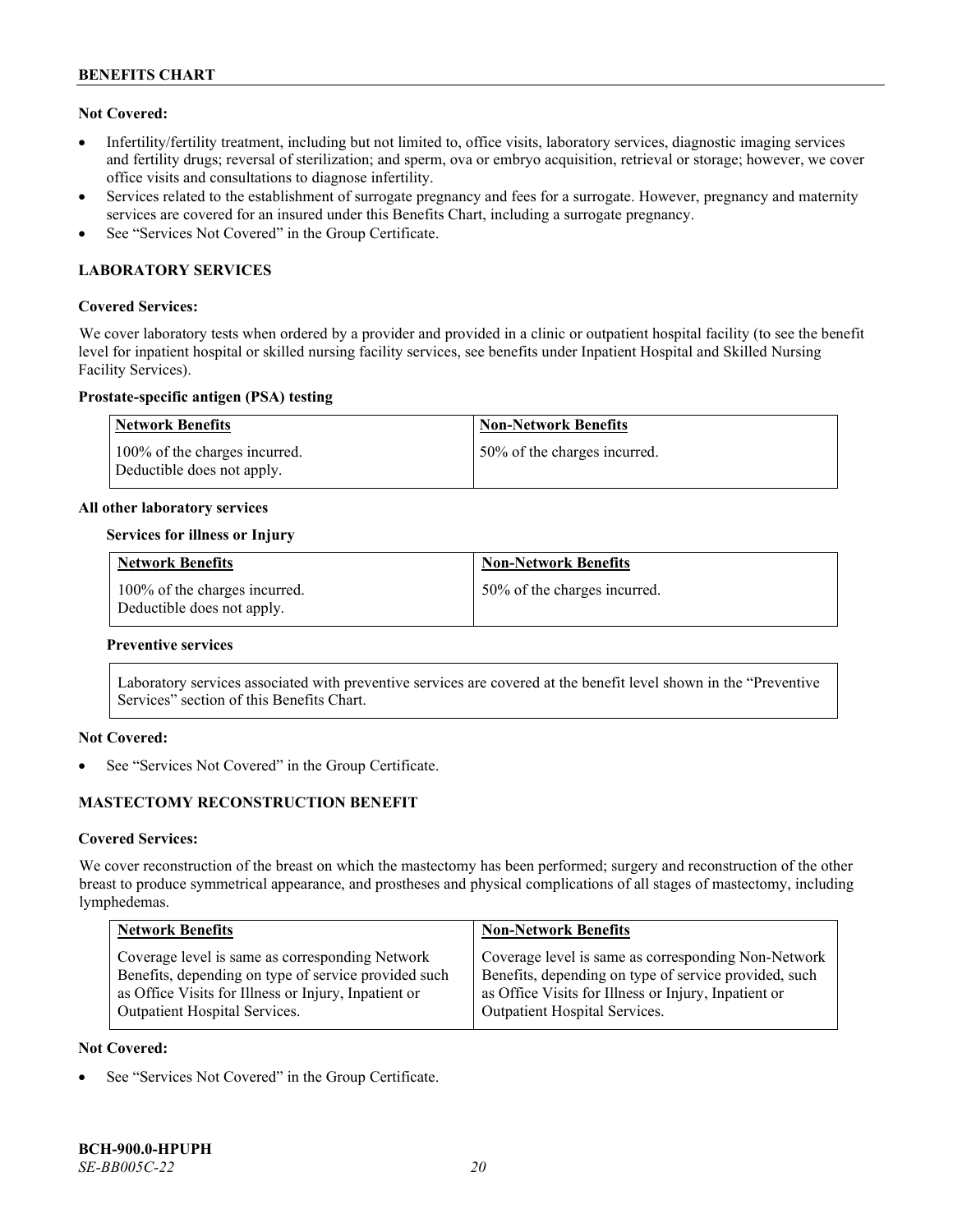**Not Covered:**

- Infertility/fertility treatment, including but not limited to, office visits, laboratory services, diagnostic imaging services and fertility drugs; reversal of sterilization; and sperm, ova or embryo acquisition, retrieval or storage; however, we cover office visits and consultations to diagnose infertility.
- Services related to the establishment of surrogate pregnancy and fees for a surrogate. However, pregnancy and maternity services are covered for an insured under this Benefits Chart, including a surrogate pregnancy.
- See "Services Not Covered" in the Group Certificate.

## LABORATORY SERVICES

**Covered Services:**

We cover laboratory tests when ordered by a provider and provided in a clinic or outpatient hospital facility (to see the benefit level for inpatient hospital or skilled nursing facility services, see benefits under Inpatient Hospital and Skilled Nursing Facility Services).

**Prostate-specific antigen (PSA) testing**

| Network Benefits | Non-Network Benefits |
|---|---|
| 100% of the charges incurred. Deductible does not apply. | 50% of the charges incurred. |

**All other laboratory services**

**Services for illness or Injury**

| Network Benefits | Non-Network Benefits |
|---|---|
| 100% of the charges incurred. Deductible does not apply. | 50% of the charges incurred. |

**Preventive services**

Laboratory services associated with preventive services are covered at the benefit level shown in the "Preventive Services" section of this Benefits Chart.

**Not Covered:**

- See "Services Not Covered" in the Group Certificate.

## MASTECTOMY RECONSTRUCTION BENEFIT

**Covered Services:**

We cover reconstruction of the breast on which the mastectomy has been performed; surgery and reconstruction of the other breast to produce symmetrical appearance, and prostheses and physical complications of all stages of mastectomy, including lymphedemas.

| Network Benefits | Non-Network Benefits |
|---|---|
| Coverage level is same as corresponding Network Benefits, depending on type of service provided such as Office Visits for Illness or Injury, Inpatient or Outpatient Hospital Services. | Coverage level is same as corresponding Non-Network Benefits, depending on type of service provided, such as Office Visits for Illness or Injury, Inpatient or Outpatient Hospital Services. |

**Not Covered:**

- See "Services Not Covered" in the Group Certificate.

**BCH-900.0-HPUPH**
*SE-BB005C-22*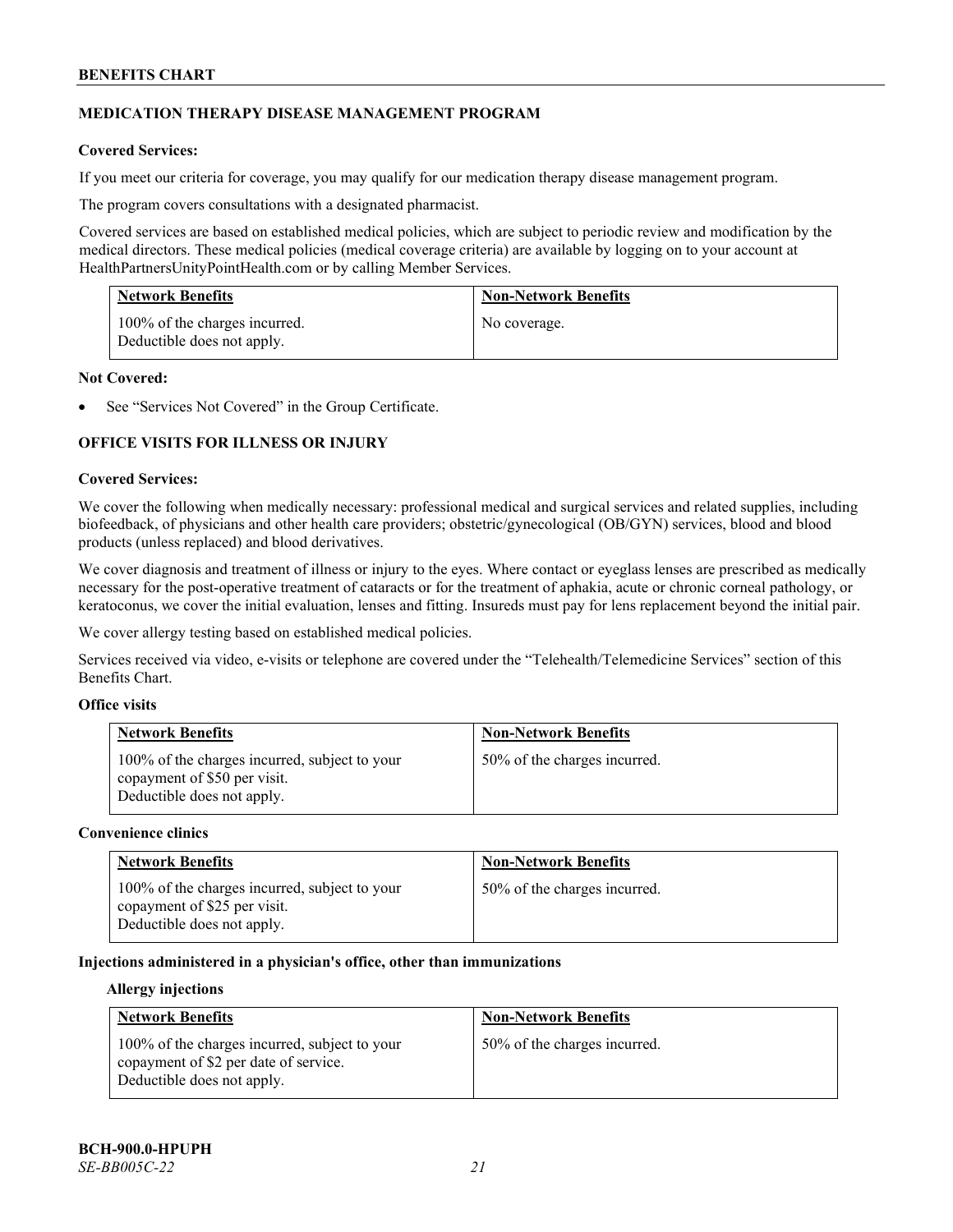## MEDICATION THERAPY DISEASE MANAGEMENT PROGRAM

**Covered Services:**

If you meet our criteria for coverage, you may qualify for our medication therapy disease management program.

The program covers consultations with a designated pharmacist.

Covered services are based on established medical policies, which are subject to periodic review and modification by the medical directors. These medical policies (medical coverage criteria) are available by logging on to your account at HealthPartnersUnityPointHealth.com or by calling Member Services.

| Network Benefits | Non-Network Benefits |
| --- | --- |
| 100% of the charges incurred. Deductible does not apply. | No coverage. |

**Not Covered:**

- See "Services Not Covered" in the Group Certificate.

## OFFICE VISITS FOR ILLNESS OR INJURY

**Covered Services:**

We cover the following when medically necessary: professional medical and surgical services and related supplies, including biofeedback, of physicians and other health care providers; obstetric/gynecological (OB/GYN) services, blood and blood products (unless replaced) and blood derivatives.

We cover diagnosis and treatment of illness or injury to the eyes. Where contact or eyeglass lenses are prescribed as medically necessary for the post-operative treatment of cataracts or for the treatment of aphakia, acute or chronic corneal pathology, or keratoconus, we cover the initial evaluation, lenses and fitting. Insureds must pay for lens replacement beyond the initial pair.

We cover allergy testing based on established medical policies.

Services received via video, e-visits or telephone are covered under the "Telehealth/Telemedicine Services" section of this Benefits Chart.

**Office visits**

| Network Benefits | Non-Network Benefits |
| --- | --- |
| 100% of the charges incurred, subject to your copayment of $50 per visit. Deductible does not apply. | 50% of the charges incurred. |

**Convenience clinics**

| Network Benefits | Non-Network Benefits |
| --- | --- |
| 100% of the charges incurred, subject to your copayment of $25 per visit. Deductible does not apply. | 50% of the charges incurred. |

**Injections administered in a physician's office, other than immunizations**

**Allergy injections**

| Network Benefits | Non-Network Benefits |
| --- | --- |
| 100% of the charges incurred, subject to your copayment of $2 per date of service. Deductible does not apply. | 50% of the charges incurred. |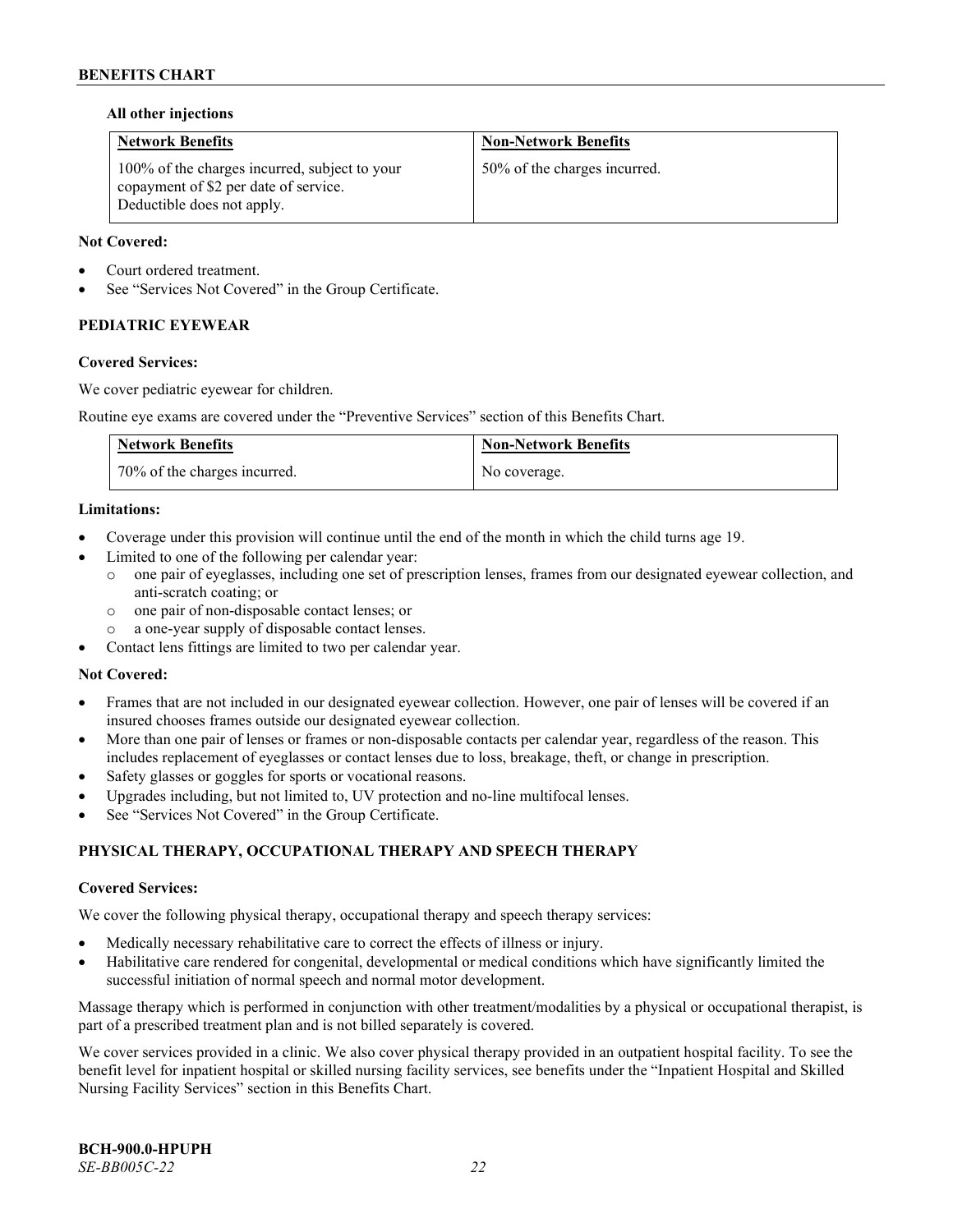**All other injections**

| Network Benefits | Non-Network Benefits |
|---|---|
| 100% of the charges incurred, subject to your copayment of $2 per date of service. Deductible does not apply. | 50% of the charges incurred. |

**Not Covered:**

- Court ordered treatment.
- See "Services Not Covered" in the Group Certificate.

### PEDIATRIC EYEWEAR

**Covered Services:**

We cover pediatric eyewear for children.

Routine eye exams are covered under the "Preventive Services" section of this Benefits Chart.

| Network Benefits | Non-Network Benefits |
|---|---|
| 70% of the charges incurred. | No coverage. |

**Limitations:**

- Coverage under this provision will continue until the end of the month in which the child turns age 19.
- Limited to one of the following per calendar year:
  - one pair of eyeglasses, including one set of prescription lenses, frames from our designated eyewear collection, and anti-scratch coating; or
  - one pair of non-disposable contact lenses; or
  - a one-year supply of disposable contact lenses.
- Contact lens fittings are limited to two per calendar year.

**Not Covered:**

- Frames that are not included in our designated eyewear collection. However, one pair of lenses will be covered if an insured chooses frames outside our designated eyewear collection.
- More than one pair of lenses or frames or non-disposable contacts per calendar year, regardless of the reason. This includes replacement of eyeglasses or contact lenses due to loss, breakage, theft, or change in prescription.
- Safety glasses or goggles for sports or vocational reasons.
- Upgrades including, but not limited to, UV protection and no-line multifocal lenses.
- See "Services Not Covered" in the Group Certificate.

### PHYSICAL THERAPY, OCCUPATIONAL THERAPY AND SPEECH THERAPY

**Covered Services:**

We cover the following physical therapy, occupational therapy and speech therapy services:

- Medically necessary rehabilitative care to correct the effects of illness or injury.
- Habilitative care rendered for congenital, developmental or medical conditions which have significantly limited the successful initiation of normal speech and normal motor development.

Massage therapy which is performed in conjunction with other treatment/modalities by a physical or occupational therapist, is part of a prescribed treatment plan and is not billed separately is covered.

We cover services provided in a clinic. We also cover physical therapy provided in an outpatient hospital facility. To see the benefit level for inpatient hospital or skilled nursing facility services, see benefits under the "Inpatient Hospital and Skilled Nursing Facility Services" section in this Benefits Chart.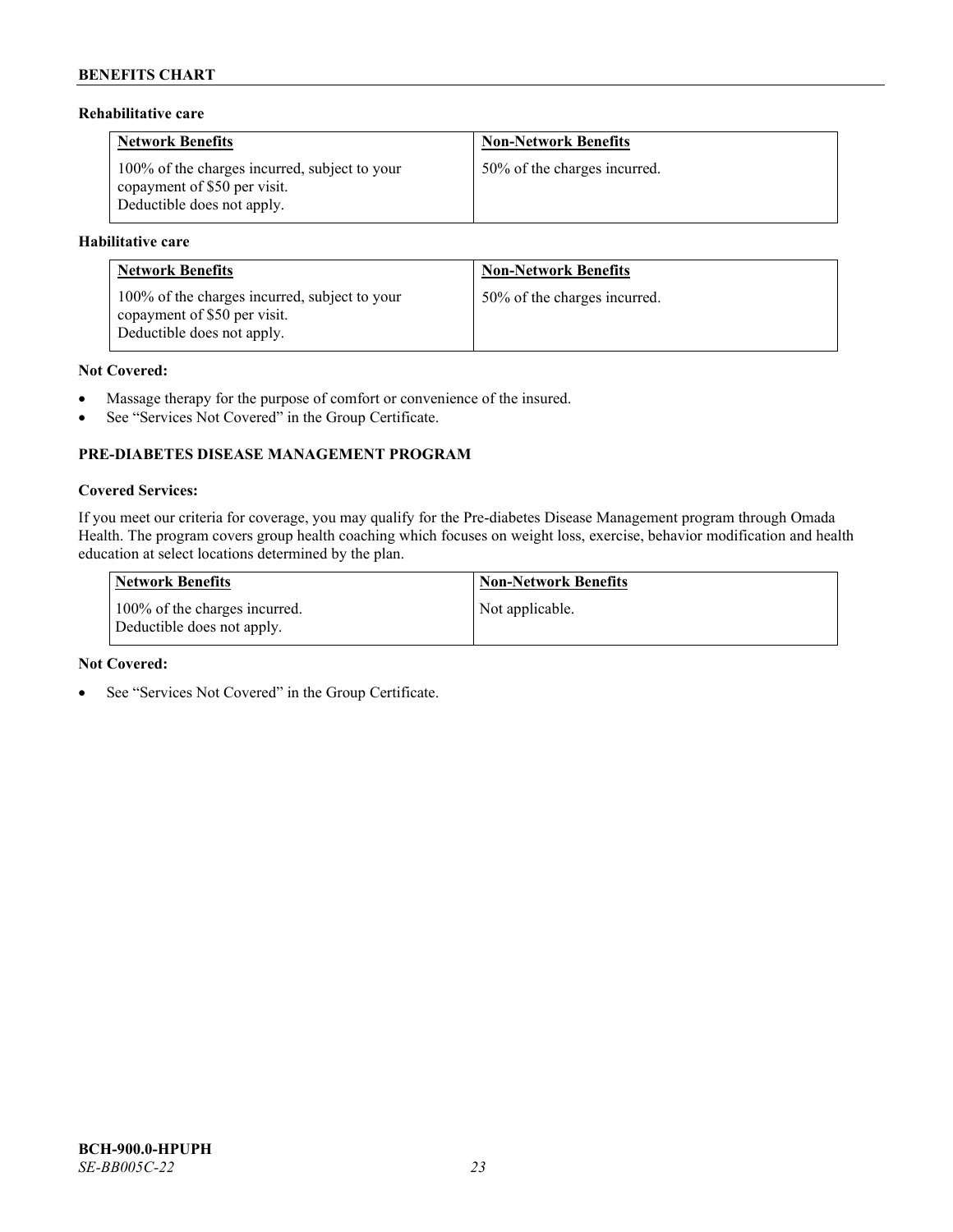**Rehabilitative care**

| Network Benefits | Non-Network Benefits |
|---|---|
| 100% of the charges incurred, subject to your copayment of $50 per visit. Deductible does not apply. | 50% of the charges incurred. |

**Habilitative care**

| Network Benefits | Non-Network Benefits |
|---|---|
| 100% of the charges incurred, subject to your copayment of $50 per visit. Deductible does not apply. | 50% of the charges incurred. |

**Not Covered:**

- Massage therapy for the purpose of comfort or convenience of the insured.
- See "Services Not Covered" in the Group Certificate.

### PRE-DIABETES DISEASE MANAGEMENT PROGRAM

**Covered Services:**

If you meet our criteria for coverage, you may qualify for the Pre-diabetes Disease Management program through Omada Health. The program covers group health coaching which focuses on weight loss, exercise, behavior modification and health education at select locations determined by the plan.

| Network Benefits | Non-Network Benefits |
|---|---|
| 100% of the charges incurred. Deductible does not apply. | Not applicable. |

**Not Covered:**

- See "Services Not Covered" in the Group Certificate.

**BCH-900.0-HPUPH**
*SE-BB005C-22*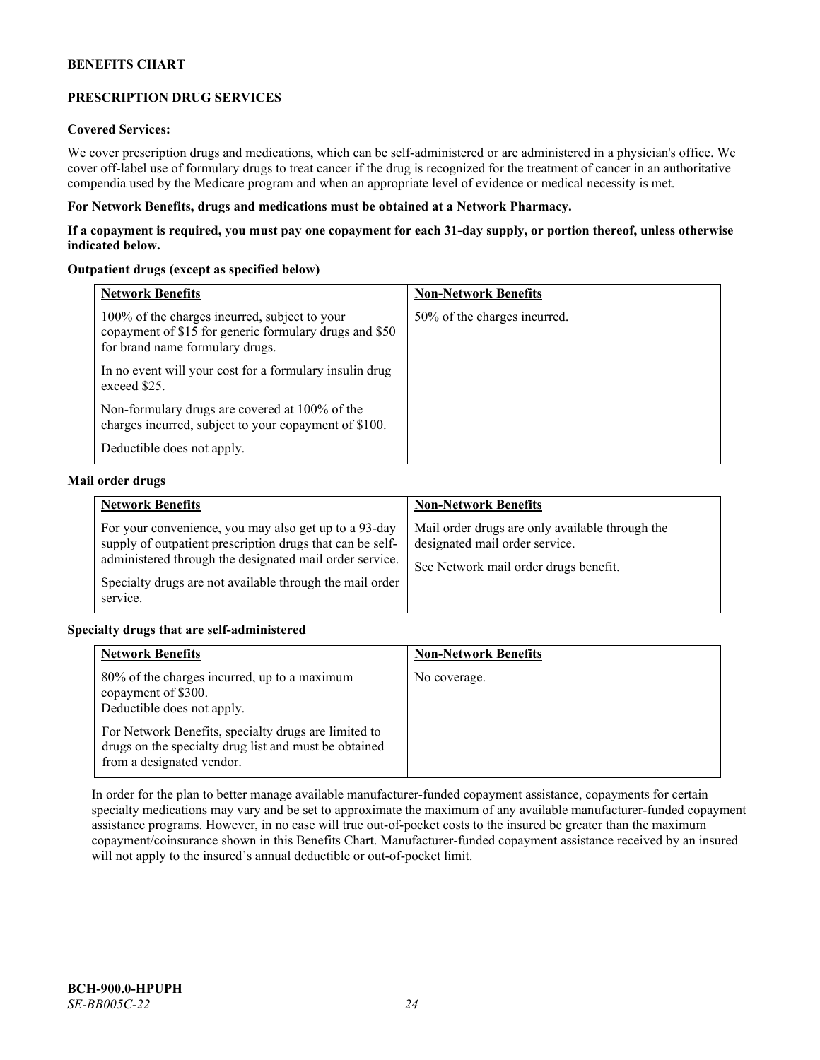## PRESCRIPTION DRUG SERVICES

**Covered Services:**

We cover prescription drugs and medications, which can be self-administered or are administered in a physician's office. We cover off-label use of formulary drugs to treat cancer if the drug is recognized for the treatment of cancer in an authoritative compendia used by the Medicare program and when an appropriate level of evidence or medical necessity is met.

**For Network Benefits, drugs and medications must be obtained at a Network Pharmacy.**

**If a copayment is required, you must pay one copayment for each 31-day supply, or portion thereof, unless otherwise indicated below.**

**Outpatient drugs (except as specified below)**

| Network Benefits | Non-Network Benefits |
|---|---|
| 100% of the charges incurred, subject to your copayment of $15 for generic formulary drugs and $50 for brand name formulary drugs.<br><br>In no event will your cost for a formulary insulin drug exceed $25.<br><br>Non-formulary drugs are covered at 100% of the charges incurred, subject to your copayment of $100.<br><br>Deductible does not apply. | 50% of the charges incurred. |

**Mail order drugs**

| Network Benefits | Non-Network Benefits |
|---|---|
| For your convenience, you may also get up to a 93-day supply of outpatient prescription drugs that can be self-administered through the designated mail order service.<br><br>Specialty drugs are not available through the mail order service. | Mail order drugs are only available through the designated mail order service.<br><br>See Network mail order drugs benefit. |

**Specialty drugs that are self-administered**

| Network Benefits | Non-Network Benefits |
|---|---|
| 80% of the charges incurred, up to a maximum copayment of $300.<br>Deductible does not apply.<br><br>For Network Benefits, specialty drugs are limited to drugs on the specialty drug list and must be obtained from a designated vendor. | No coverage. |

In order for the plan to better manage available manufacturer-funded copayment assistance, copayments for certain specialty medications may vary and be set to approximate the maximum of any available manufacturer-funded copayment assistance programs. However, in no case will true out-of-pocket costs to the insured be greater than the maximum copayment/coinsurance shown in this Benefits Chart. Manufacturer-funded copayment assistance received by an insured will not apply to the insured's annual deductible or out-of-pocket limit.

**BCH-900.0-HPUPH**
*SE-BB005C-22*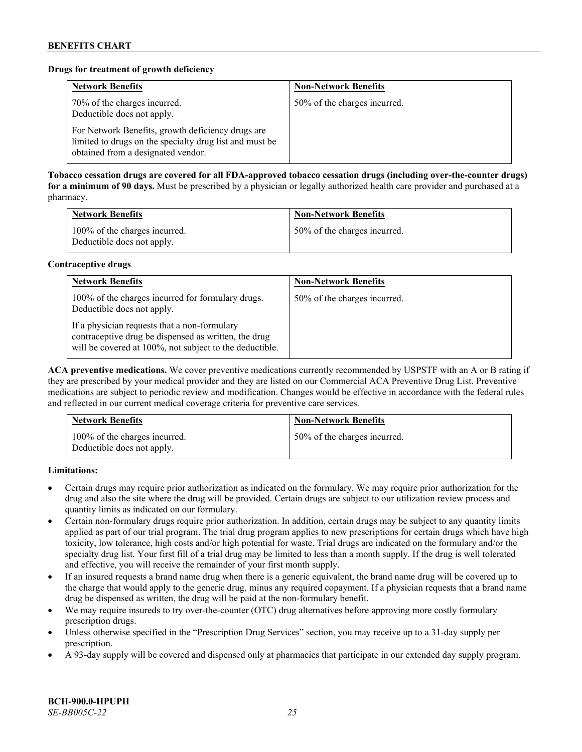**Drugs for treatment of growth deficiency**

| Network Benefits | Non-Network Benefits |
| --- | --- |
| 70% of the charges incurred. Deductible does not apply.<br><br>For Network Benefits, growth deficiency drugs are limited to drugs on the specialty drug list and must be obtained from a designated vendor. | 50% of the charges incurred. |

**Tobacco cessation drugs are covered for all FDA-approved tobacco cessation drugs (including over-the-counter drugs) for a minimum of 90 days.** Must be prescribed by a physician or legally authorized health care provider and purchased at a pharmacy.

| Network Benefits | Non-Network Benefits |
| --- | --- |
| 100% of the charges incurred. Deductible does not apply. | 50% of the charges incurred. |

**Contraceptive drugs**

| Network Benefits | Non-Network Benefits |
| --- | --- |
| 100% of the charges incurred for formulary drugs. Deductible does not apply.<br><br>If a physician requests that a non-formulary contraceptive drug be dispensed as written, the drug will be covered at 100%, not subject to the deductible. | 50% of the charges incurred. |

**ACA preventive medications.** We cover preventive medications currently recommended by USPSTF with an A or B rating if they are prescribed by your medical provider and they are listed on our Commercial ACA Preventive Drug List. Preventive medications are subject to periodic review and modification. Changes would be effective in accordance with the federal rules and reflected in our current medical coverage criteria for preventive care services.

| Network Benefits | Non-Network Benefits |
| --- | --- |
| 100% of the charges incurred. Deductible does not apply. | 50% of the charges incurred. |

**Limitations:**

- Certain drugs may require prior authorization as indicated on the formulary. We may require prior authorization for the drug and also the site where the drug will be provided. Certain drugs are subject to our utilization review process and quantity limits as indicated on our formulary.
- Certain non-formulary drugs require prior authorization. In addition, certain drugs may be subject to any quantity limits applied as part of our trial program. The trial drug program applies to new prescriptions for certain drugs which have high toxicity, low tolerance, high costs and/or high potential for waste. Trial drugs are indicated on the formulary and/or the specialty drug list. Your first fill of a trial drug may be limited to less than a month supply. If the drug is well tolerated and effective, you will receive the remainder of your first month supply.
- If an insured requests a brand name drug when there is a generic equivalent, the brand name drug will be covered up to the charge that would apply to the generic drug, minus any required copayment. If a physician requests that a brand name drug be dispensed as written, the drug will be paid at the non-formulary benefit.
- We may require insureds to try over-the-counter (OTC) drug alternatives before approving more costly formulary prescription drugs.
- Unless otherwise specified in the "Prescription Drug Services" section, you may receive up to a 31-day supply per prescription.
- A 93-day supply will be covered and dispensed only at pharmacies that participate in our extended day supply program.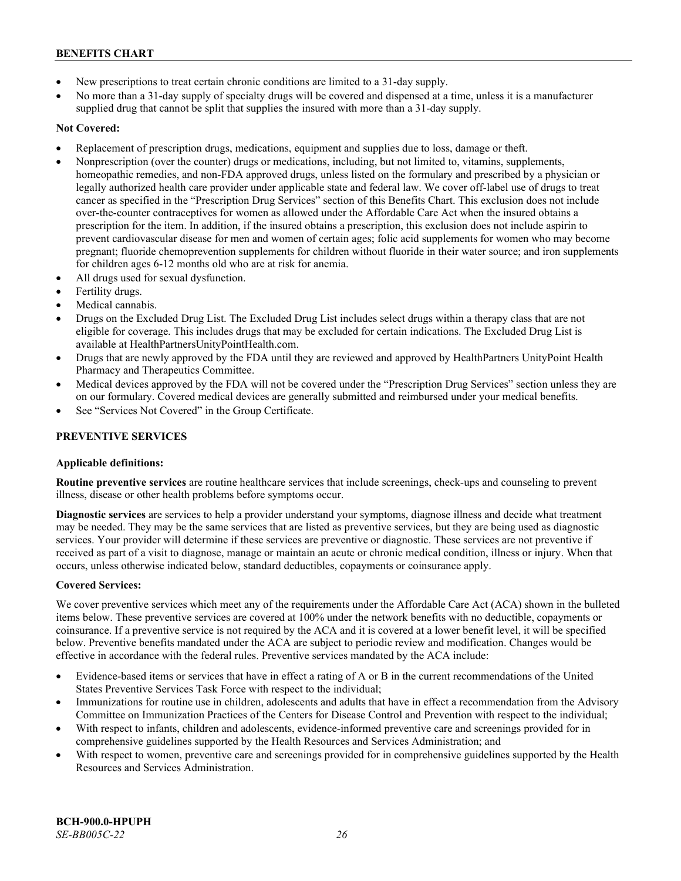- New prescriptions to treat certain chronic conditions are limited to a 31-day supply.
- No more than a 31-day supply of specialty drugs will be covered and dispensed at a time, unless it is a manufacturer supplied drug that cannot be split that supplies the insured with more than a 31-day supply.

**Not Covered:**

- Replacement of prescription drugs, medications, equipment and supplies due to loss, damage or theft.
- Nonprescription (over the counter) drugs or medications, including, but not limited to, vitamins, supplements, homeopathic remedies, and non-FDA approved drugs, unless listed on the formulary and prescribed by a physician or legally authorized health care provider under applicable state and federal law. We cover off-label use of drugs to treat cancer as specified in the "Prescription Drug Services" section of this Benefits Chart. This exclusion does not include over-the-counter contraceptives for women as allowed under the Affordable Care Act when the insured obtains a prescription for the item. In addition, if the insured obtains a prescription, this exclusion does not include aspirin to prevent cardiovascular disease for men and women of certain ages; folic acid supplements for women who may become pregnant; fluoride chemoprevention supplements for children without fluoride in their water source; and iron supplements for children ages 6-12 months old who are at risk for anemia.
- All drugs used for sexual dysfunction.
- Fertility drugs.
- Medical cannabis.
- Drugs on the Excluded Drug List. The Excluded Drug List includes select drugs within a therapy class that are not eligible for coverage. This includes drugs that may be excluded for certain indications. The Excluded Drug List is available at HealthPartnersUnityPointHealth.com.
- Drugs that are newly approved by the FDA until they are reviewed and approved by HealthPartners UnityPoint Health Pharmacy and Therapeutics Committee.
- Medical devices approved by the FDA will not be covered under the "Prescription Drug Services" section unless they are on our formulary. Covered medical devices are generally submitted and reimbursed under your medical benefits.
- See "Services Not Covered" in the Group Certificate.

## PREVENTIVE SERVICES

**Applicable definitions:**

**Routine preventive services** are routine healthcare services that include screenings, check-ups and counseling to prevent illness, disease or other health problems before symptoms occur.

**Diagnostic services** are services to help a provider understand your symptoms, diagnose illness and decide what treatment may be needed. They may be the same services that are listed as preventive services, but they are being used as diagnostic services. Your provider will determine if these services are preventive or diagnostic. These services are not preventive if received as part of a visit to diagnose, manage or maintain an acute or chronic medical condition, illness or injury. When that occurs, unless otherwise indicated below, standard deductibles, copayments or coinsurance apply.

**Covered Services:**

We cover preventive services which meet any of the requirements under the Affordable Care Act (ACA) shown in the bulleted items below. These preventive services are covered at 100% under the network benefits with no deductible, copayments or coinsurance. If a preventive service is not required by the ACA and it is covered at a lower benefit level, it will be specified below. Preventive benefits mandated under the ACA are subject to periodic review and modification. Changes would be effective in accordance with the federal rules. Preventive services mandated by the ACA include:

- Evidence-based items or services that have in effect a rating of A or B in the current recommendations of the United States Preventive Services Task Force with respect to the individual;
- Immunizations for routine use in children, adolescents and adults that have in effect a recommendation from the Advisory Committee on Immunization Practices of the Centers for Disease Control and Prevention with respect to the individual;
- With respect to infants, children and adolescents, evidence-informed preventive care and screenings provided for in comprehensive guidelines supported by the Health Resources and Services Administration; and
- With respect to women, preventive care and screenings provided for in comprehensive guidelines supported by the Health Resources and Services Administration.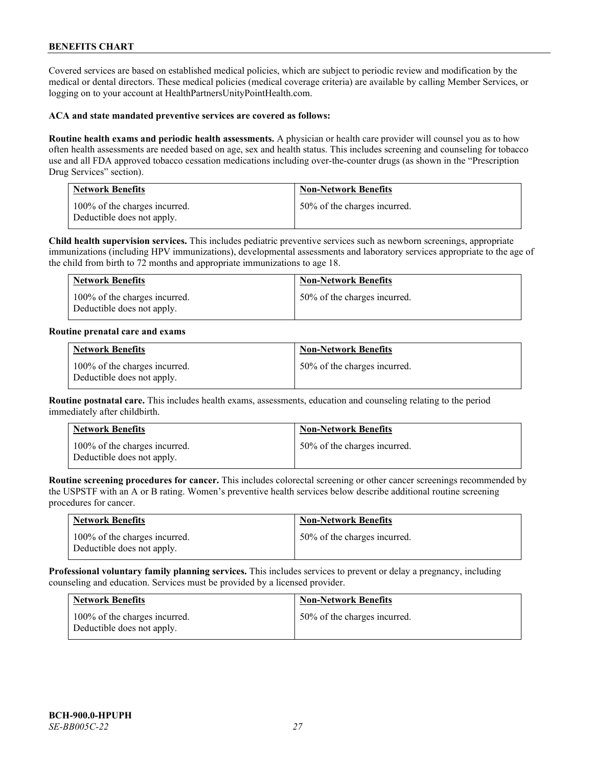## BENEFITS CHART

Covered services are based on established medical policies, which are subject to periodic review and modification by the medical or dental directors. These medical policies (medical coverage criteria) are available by calling Member Services, or logging on to your account at HealthPartnersUnityPointHealth.com.

**ACA and state mandated preventive services are covered as follows:**

**Routine health exams and periodic health assessments.** A physician or health care provider will counsel you as to how often health assessments are needed based on age, sex and health status. This includes screening and counseling for tobacco use and all FDA approved tobacco cessation medications including over-the-counter drugs (as shown in the "Prescription Drug Services" section).

| Network Benefits | Non-Network Benefits |
|---|---|
| 100% of the charges incurred. Deductible does not apply. | 50% of the charges incurred. |

**Child health supervision services.** This includes pediatric preventive services such as newborn screenings, appropriate immunizations (including HPV immunizations), developmental assessments and laboratory services appropriate to the age of the child from birth to 72 months and appropriate immunizations to age 18.

| Network Benefits | Non-Network Benefits |
|---|---|
| 100% of the charges incurred. Deductible does not apply. | 50% of the charges incurred. |

**Routine prenatal care and exams**

| Network Benefits | Non-Network Benefits |
|---|---|
| 100% of the charges incurred. Deductible does not apply. | 50% of the charges incurred. |

**Routine postnatal care.** This includes health exams, assessments, education and counseling relating to the period immediately after childbirth.

| Network Benefits | Non-Network Benefits |
|---|---|
| 100% of the charges incurred. Deductible does not apply. | 50% of the charges incurred. |

**Routine screening procedures for cancer.** This includes colorectal screening or other cancer screenings recommended by the USPSTF with an A or B rating. Women's preventive health services below describe additional routine screening procedures for cancer.

| Network Benefits | Non-Network Benefits |
|---|---|
| 100% of the charges incurred. Deductible does not apply. | 50% of the charges incurred. |

**Professional voluntary family planning services.** This includes services to prevent or delay a pregnancy, including counseling and education. Services must be provided by a licensed provider.

| Network Benefits | Non-Network Benefits |
|---|---|
| 100% of the charges incurred. Deductible does not apply. | 50% of the charges incurred. |

**BCH-900.0-HPUPH**
*SE-BB005C-22*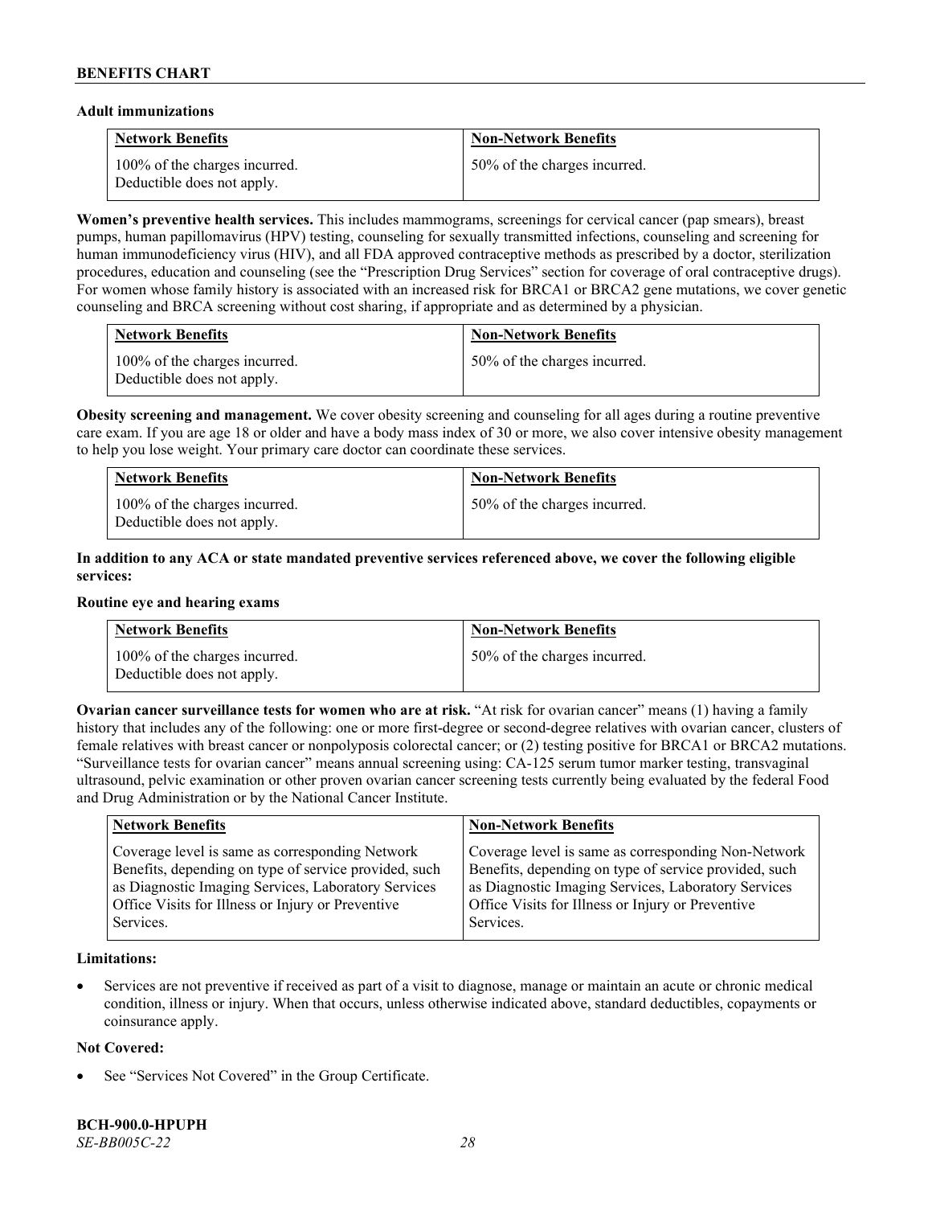**Adult immunizations**

| Network Benefits | Non-Network Benefits |
|---|---|
| 100% of the charges incurred. Deductible does not apply. | 50% of the charges incurred. |

**Women's preventive health services.** This includes mammograms, screenings for cervical cancer (pap smears), breast pumps, human papillomavirus (HPV) testing, counseling for sexually transmitted infections, counseling and screening for human immunodeficiency virus (HIV), and all FDA approved contraceptive methods as prescribed by a doctor, sterilization procedures, education and counseling (see the "Prescription Drug Services" section for coverage of oral contraceptive drugs). For women whose family history is associated with an increased risk for BRCA1 or BRCA2 gene mutations, we cover genetic counseling and BRCA screening without cost sharing, if appropriate and as determined by a physician.

| Network Benefits | Non-Network Benefits |
|---|---|
| 100% of the charges incurred. Deductible does not apply. | 50% of the charges incurred. |

**Obesity screening and management.** We cover obesity screening and counseling for all ages during a routine preventive care exam. If you are age 18 or older and have a body mass index of 30 or more, we also cover intensive obesity management to help you lose weight. Your primary care doctor can coordinate these services.

| Network Benefits | Non-Network Benefits |
|---|---|
| 100% of the charges incurred. Deductible does not apply. | 50% of the charges incurred. |

**In addition to any ACA or state mandated preventive services referenced above, we cover the following eligible services:**

**Routine eye and hearing exams**

| Network Benefits | Non-Network Benefits |
|---|---|
| 100% of the charges incurred. Deductible does not apply. | 50% of the charges incurred. |

**Ovarian cancer surveillance tests for women who are at risk.** "At risk for ovarian cancer" means (1) having a family history that includes any of the following: one or more first-degree or second-degree relatives with ovarian cancer, clusters of female relatives with breast cancer or nonpolyposis colorectal cancer; or (2) testing positive for BRCA1 or BRCA2 mutations. "Surveillance tests for ovarian cancer" means annual screening using: CA-125 serum tumor marker testing, transvaginal ultrasound, pelvic examination or other proven ovarian cancer screening tests currently being evaluated by the federal Food and Drug Administration or by the National Cancer Institute.

| Network Benefits | Non-Network Benefits |
|---|---|
| Coverage level is same as corresponding Network Benefits, depending on type of service provided, such as Diagnostic Imaging Services, Laboratory Services Office Visits for Illness or Injury or Preventive Services. | Coverage level is same as corresponding Non-Network Benefits, depending on type of service provided, such as Diagnostic Imaging Services, Laboratory Services Office Visits for Illness or Injury or Preventive Services. |

**Limitations:**

- Services are not preventive if received as part of a visit to diagnose, manage or maintain an acute or chronic medical condition, illness or injury. When that occurs, unless otherwise indicated above, standard deductibles, copayments or coinsurance apply.

**Not Covered:**

- See "Services Not Covered" in the Group Certificate.

**BCH-900.0-HPUPH**
*SE-BB005C-22*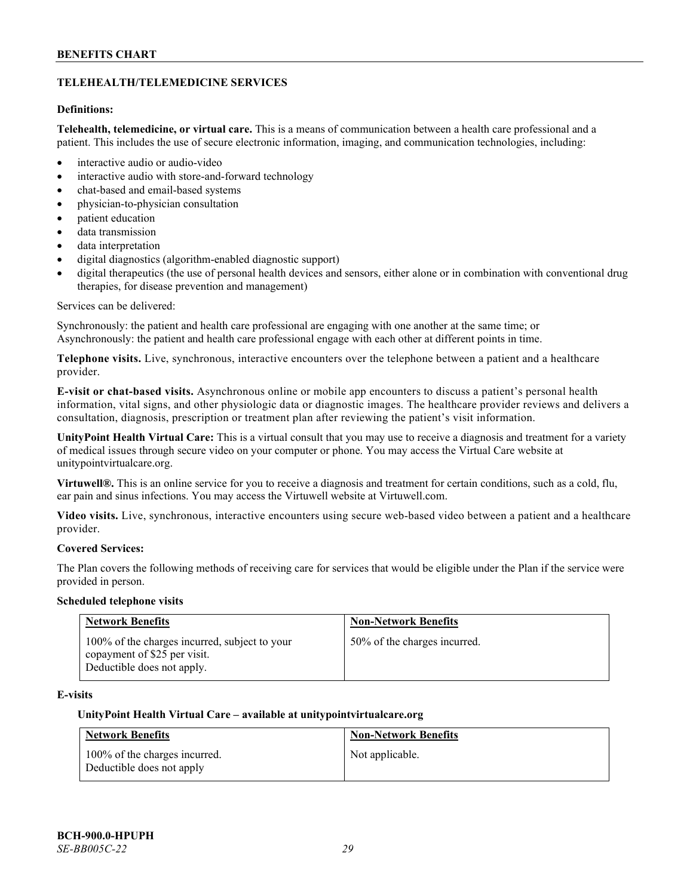## TELEHEALTH/TELEMEDICINE SERVICES

### Definitions:

**Telehealth, telemedicine, or virtual care.** This is a means of communication between a health care professional and a patient. This includes the use of secure electronic information, imaging, and communication technologies, including:

- interactive audio or audio-video
- interactive audio with store-and-forward technology
- chat-based and email-based systems
- physician-to-physician consultation
- patient education
- data transmission
- data interpretation
- digital diagnostics (algorithm-enabled diagnostic support)
- digital therapeutics (the use of personal health devices and sensors, either alone or in combination with conventional drug therapies, for disease prevention and management)

Services can be delivered:

Synchronously: the patient and health care professional are engaging with one another at the same time; or
Asynchronously: the patient and health care professional engage with each other at different points in time.

**Telephone visits.** Live, synchronous, interactive encounters over the telephone between a patient and a healthcare provider.

**E-visit or chat-based visits.** Asynchronous online or mobile app encounters to discuss a patient's personal health information, vital signs, and other physiologic data or diagnostic images. The healthcare provider reviews and delivers a consultation, diagnosis, prescription or treatment plan after reviewing the patient's visit information.

**UnityPoint Health Virtual Care:** This is a virtual consult that you may use to receive a diagnosis and treatment for a variety of medical issues through secure video on your computer or phone. You may access the Virtual Care website at unitypointvirtualcare.org.

**Virtuwell®.** This is an online service for you to receive a diagnosis and treatment for certain conditions, such as a cold, flu, ear pain and sinus infections. You may access the Virtuwell website at Virtuwell.com.

**Video visits.** Live, synchronous, interactive encounters using secure web-based video between a patient and a healthcare provider.

### Covered Services:

The Plan covers the following methods of receiving care for services that would be eligible under the Plan if the service were provided in person.

**Scheduled telephone visits**

| Network Benefits | Non-Network Benefits |
|---|---|
| 100% of the charges incurred, subject to your copayment of $25 per visit. Deductible does not apply. | 50% of the charges incurred. |

**E-visits**

**UnityPoint Health Virtual Care – available at unitypointvirtualcare.org**

| Network Benefits | Non-Network Benefits |
|---|---|
| 100% of the charges incurred. Deductible does not apply | Not applicable. |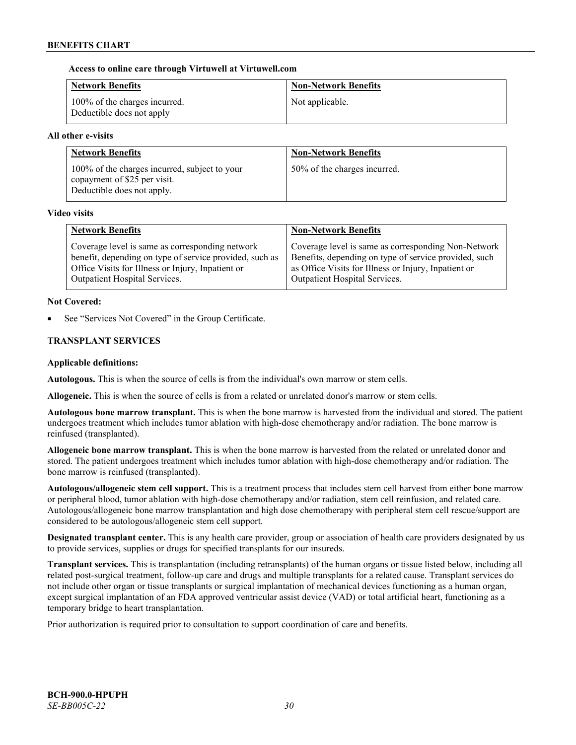**Access to online care through Virtuwell at Virtuwell.com**

| Network Benefits | Non-Network Benefits |
|---|---|
| 100% of the charges incurred. Deductible does not apply | Not applicable. |

**All other e-visits**

| Network Benefits | Non-Network Benefits |
|---|---|
| 100% of the charges incurred, subject to your copayment of $25 per visit. Deductible does not apply. | 50% of the charges incurred. |

**Video visits**

| Network Benefits | Non-Network Benefits |
|---|---|
| Coverage level is same as corresponding network benefit, depending on type of service provided, such as Office Visits for Illness or Injury, Inpatient or Outpatient Hospital Services. | Coverage level is same as corresponding Non-Network Benefits, depending on type of service provided, such as Office Visits for Illness or Injury, Inpatient or Outpatient Hospital Services. |

**Not Covered:**

- See "Services Not Covered" in the Group Certificate.

## TRANSPLANT SERVICES

**Applicable definitions:**

**Autologous.** This is when the source of cells is from the individual's own marrow or stem cells.

**Allogeneic.** This is when the source of cells is from a related or unrelated donor's marrow or stem cells.

**Autologous bone marrow transplant.** This is when the bone marrow is harvested from the individual and stored. The patient undergoes treatment which includes tumor ablation with high-dose chemotherapy and/or radiation. The bone marrow is reinfused (transplanted).

**Allogeneic bone marrow transplant.** This is when the bone marrow is harvested from the related or unrelated donor and stored. The patient undergoes treatment which includes tumor ablation with high-dose chemotherapy and/or radiation. The bone marrow is reinfused (transplanted).

**Autologous/allogeneic stem cell support.** This is a treatment process that includes stem cell harvest from either bone marrow or peripheral blood, tumor ablation with high-dose chemotherapy and/or radiation, stem cell reinfusion, and related care. Autologous/allogeneic bone marrow transplantation and high dose chemotherapy with peripheral stem cell rescue/support are considered to be autologous/allogeneic stem cell support.

**Designated transplant center.** This is any health care provider, group or association of health care providers designated by us to provide services, supplies or drugs for specified transplants for our insureds.

**Transplant services.** This is transplantation (including retransplants) of the human organs or tissue listed below, including all related post-surgical treatment, follow-up care and drugs and multiple transplants for a related cause. Transplant services do not include other organ or tissue transplants or surgical implantation of mechanical devices functioning as a human organ, except surgical implantation of an FDA approved ventricular assist device (VAD) or total artificial heart, functioning as a temporary bridge to heart transplantation.

Prior authorization is required prior to consultation to support coordination of care and benefits.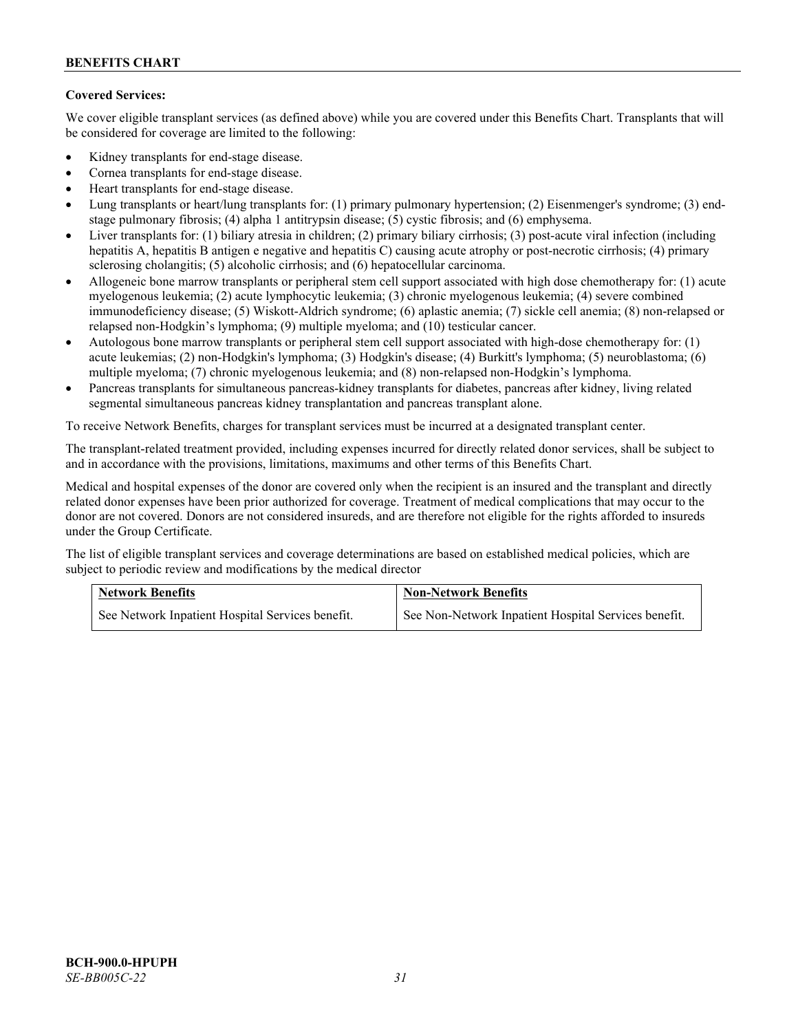**Covered Services:**

We cover eligible transplant services (as defined above) while you are covered under this Benefits Chart. Transplants that will be considered for coverage are limited to the following:

- Kidney transplants for end-stage disease.
- Cornea transplants for end-stage disease.
- Heart transplants for end-stage disease.
- Lung transplants or heart/lung transplants for: (1) primary pulmonary hypertension; (2) Eisenmenger's syndrome; (3) end-stage pulmonary fibrosis; (4) alpha 1 antitrypsin disease; (5) cystic fibrosis; and (6) emphysema.
- Liver transplants for: (1) biliary atresia in children; (2) primary biliary cirrhosis; (3) post-acute viral infection (including hepatitis A, hepatitis B antigen e negative and hepatitis C) causing acute atrophy or post-necrotic cirrhosis; (4) primary sclerosing cholangitis; (5) alcoholic cirrhosis; and (6) hepatocellular carcinoma.
- Allogeneic bone marrow transplants or peripheral stem cell support associated with high dose chemotherapy for: (1) acute myelogenous leukemia; (2) acute lymphocytic leukemia; (3) chronic myelogenous leukemia; (4) severe combined immunodeficiency disease; (5) Wiskott-Aldrich syndrome; (6) aplastic anemia; (7) sickle cell anemia; (8) non-relapsed or relapsed non-Hodgkin's lymphoma; (9) multiple myeloma; and (10) testicular cancer.
- Autologous bone marrow transplants or peripheral stem cell support associated with high-dose chemotherapy for: (1) acute leukemias; (2) non-Hodgkin's lymphoma; (3) Hodgkin's disease; (4) Burkitt's lymphoma; (5) neuroblastoma; (6) multiple myeloma; (7) chronic myelogenous leukemia; and (8) non-relapsed non-Hodgkin's lymphoma.
- Pancreas transplants for simultaneous pancreas-kidney transplants for diabetes, pancreas after kidney, living related segmental simultaneous pancreas kidney transplantation and pancreas transplant alone.

To receive Network Benefits, charges for transplant services must be incurred at a designated transplant center.

The transplant-related treatment provided, including expenses incurred for directly related donor services, shall be subject to and in accordance with the provisions, limitations, maximums and other terms of this Benefits Chart.

Medical and hospital expenses of the donor are covered only when the recipient is an insured and the transplant and directly related donor expenses have been prior authorized for coverage. Treatment of medical complications that may occur to the donor are not covered. Donors are not considered insureds, and are therefore not eligible for the rights afforded to insureds under the Group Certificate.

The list of eligible transplant services and coverage determinations are based on established medical policies, which are subject to periodic review and modifications by the medical director

| Network Benefits | Non-Network Benefits |
| --- | --- |
| See Network Inpatient Hospital Services benefit. | See Non-Network Inpatient Hospital Services benefit. |

BCH-900.0-HPUPH
*SE-BB005C-22*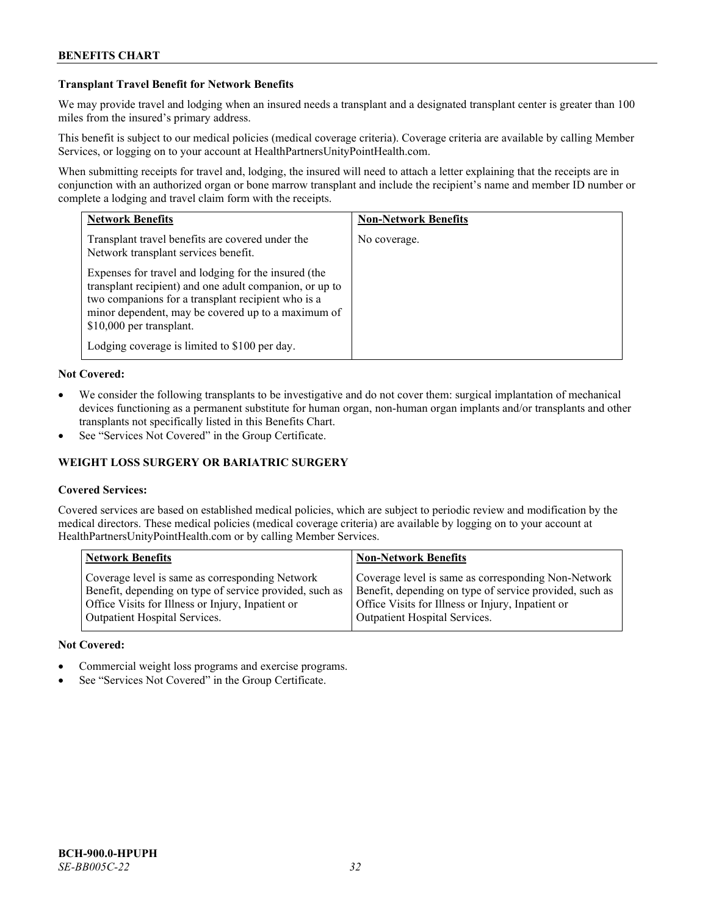### Transplant Travel Benefit for Network Benefits

We may provide travel and lodging when an insured needs a transplant and a designated transplant center is greater than 100 miles from the insured's primary address.

This benefit is subject to our medical policies (medical coverage criteria). Coverage criteria are available by calling Member Services, or logging on to your account at HealthPartnersUnityPointHealth.com.

When submitting receipts for travel and, lodging, the insured will need to attach a letter explaining that the receipts are in conjunction with an authorized organ or bone marrow transplant and include the recipient's name and member ID number or complete a lodging and travel claim form with the receipts.

| Network Benefits | Non-Network Benefits |
|---|---|
| Transplant travel benefits are covered under the Network transplant services benefit.<br><br>Expenses for travel and lodging for the insured (the transplant recipient) and one adult companion, or up to two companions for a transplant recipient who is a minor dependent, may be covered up to a maximum of $10,000 per transplant.<br><br>Lodging coverage is limited to $100 per day. | No coverage. |

**Not Covered:**

- We consider the following transplants to be investigative and do not cover them: surgical implantation of mechanical devices functioning as a permanent substitute for human organ, non-human organ implants and/or transplants and other transplants not specifically listed in this Benefits Chart.
- See "Services Not Covered" in the Group Certificate.

## WEIGHT LOSS SURGERY OR BARIATRIC SURGERY

**Covered Services:**

Covered services are based on established medical policies, which are subject to periodic review and modification by the medical directors. These medical policies (medical coverage criteria) are available by logging on to your account at HealthPartnersUnityPointHealth.com or by calling Member Services.

| Network Benefits | Non-Network Benefits |
|---|---|
| Coverage level is same as corresponding Network Benefit, depending on type of service provided, such as Office Visits for Illness or Injury, Inpatient or Outpatient Hospital Services. | Coverage level is same as corresponding Non-Network Benefit, depending on type of service provided, such as Office Visits for Illness or Injury, Inpatient or Outpatient Hospital Services. |

**Not Covered:**

- Commercial weight loss programs and exercise programs.
- See "Services Not Covered" in the Group Certificate.

**BCH-900.0-HPUPH**
*SE-BB005C-22*